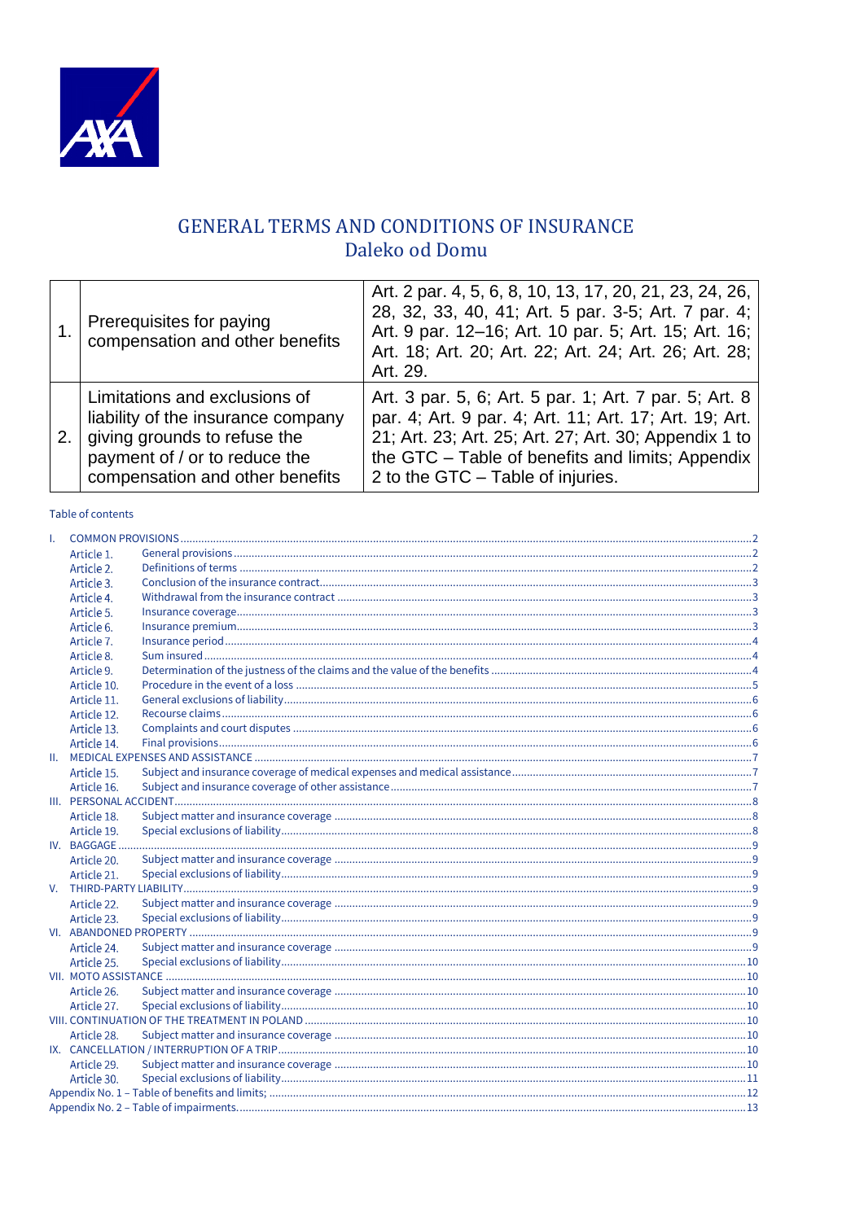# GENERAL TERMS AND CONDITIONS OF INSURANCE
## Daleko od Domu

| | | |
|---|---|---|
| 1. | Prerequisites for paying compensation and other benefits | Art. 2 par. 4, 5, 6, 8, 10, 13, 17, 20, 21, 23, 24, 26, 28, 32, 33, 40, 41; Art. 5 par. 3-5; Art. 7 par. 4; Art. 9 par. 12–16; Art. 10 par. 5; Art. 15; Art. 16; Art. 18; Art. 20; Art. 22; Art. 24; Art. 26; Art. 28; Art. 29. |
| 2. | Limitations and exclusions of liability of the insurance company giving grounds to refuse the payment of / or to reduce the compensation and other benefits | Art. 3 par. 5, 6; Art. 5 par. 1; Art. 7 par. 5; Art. 8 par. 4; Art. 9 par. 4; Art. 11; Art. 17; Art. 19; Art. 21; Art. 23; Art. 25; Art. 27; Art. 30; Appendix 1 to the GTC – Table of benefits and limits; Appendix 2 to the GTC – Table of injuries. |

Table of contents

I. COMMON PROVISIONS ..... 2
- Article 1. General provisions ..... 2
- Article 2. Definitions of terms ..... 2
- Article 3. Conclusion of the insurance contract ..... 3
- Article 4. Withdrawal from the insurance contract ..... 3
- Article 5. Insurance coverage ..... 3
- Article 6. Insurance premium ..... 3
- Article 7. Insurance period ..... 4
- Article 8. Sum insured ..... 4
- Article 9. Determination of the justness of the claims and the value of the benefits ..... 4
- Article 10. Procedure in the event of a loss ..... 5
- Article 11. General exclusions of liability ..... 6
- Article 12. Recourse claims ..... 6
- Article 13. Complaints and court disputes ..... 6
- Article 14. Final provisions ..... 6

II. MEDICAL EXPENSES AND ASSISTANCE ..... 7
- Article 15. Subject and insurance coverage of medical expenses and medical assistance ..... 7
- Article 16. Subject and insurance coverage of other assistance ..... 7

III. PERSONAL ACCIDENT ..... 8
- Article 18. Subject matter and insurance coverage ..... 8
- Article 19. Special exclusions of liability ..... 8

IV. BAGGAGE ..... 9
- Article 20. Subject matter and insurance coverage ..... 9
- Article 21. Special exclusions of liability ..... 9

V. THIRD-PARTY LIABILITY ..... 9
- Article 22. Subject matter and insurance coverage ..... 9
- Article 23. Special exclusions of liability ..... 9

VI. ABANDONED PROPERTY ..... 9
- Article 24. Subject matter and insurance coverage ..... 9
- Article 25. Special exclusions of liability ..... 10

VII. MOTO ASSISTANCE ..... 10
- Article 26. Subject matter and insurance coverage ..... 10
- Article 27. Special exclusions of liability ..... 10

VIII. CONTINUATION OF THE TREATMENT IN POLAND ..... 10
- Article 28. Subject matter and insurance coverage ..... 10

IX. CANCELLATION / INTERRUPTION OF A TRIP ..... 10
- Article 29. Subject matter and insurance coverage ..... 10
- Article 30. Special exclusions of liability ..... 11

Appendix No. 1 – Table of benefits and limits; ..... 12

Appendix No. 2 – Table of impairments. ..... 13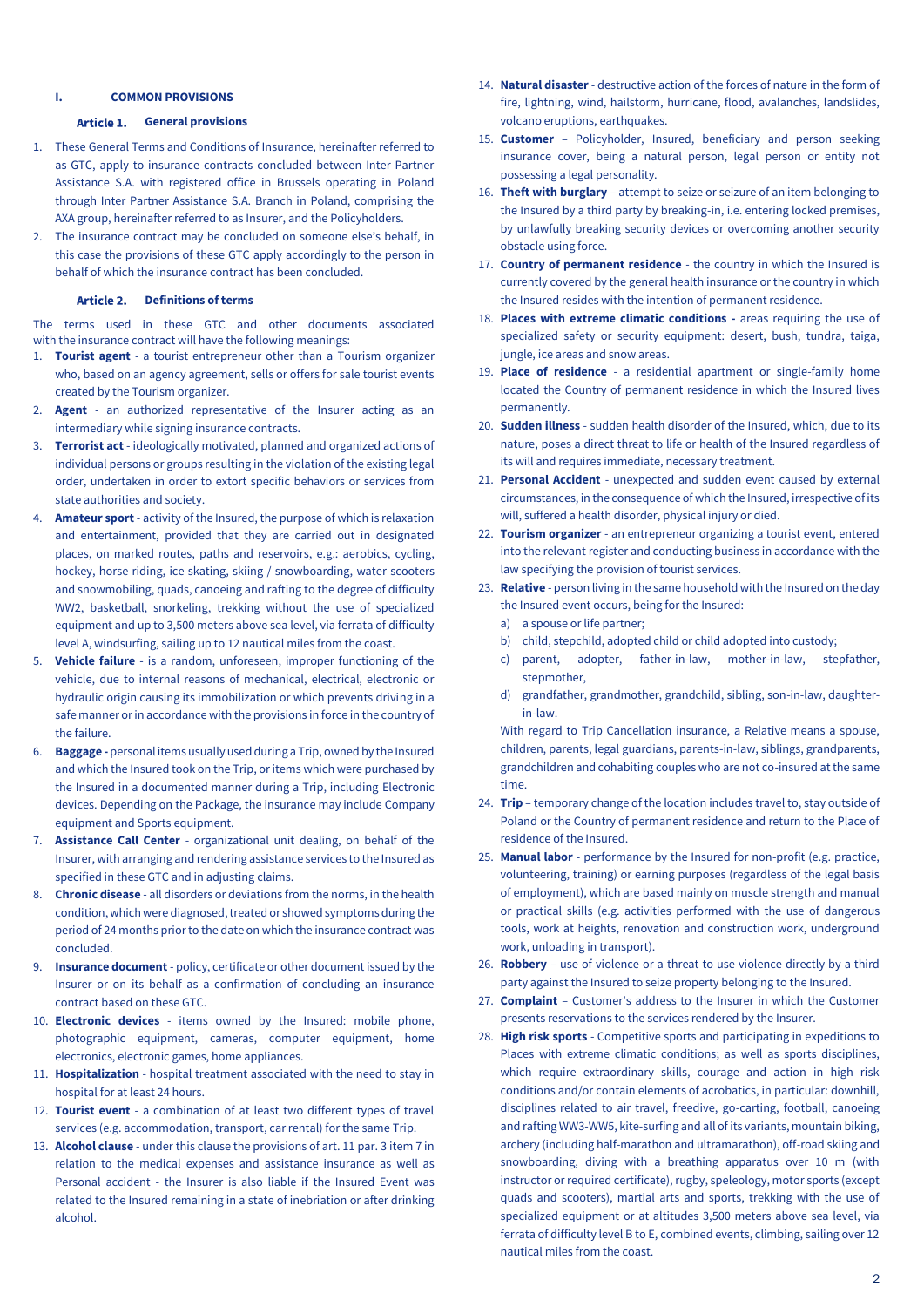## I. COMMON PROVISIONS

### Article 1. General provisions

1. These General Terms and Conditions of Insurance, hereinafter referred to as GTC, apply to insurance contracts concluded between Inter Partner Assistance S.A. with registered office in Brussels operating in Poland through Inter Partner Assistance S.A. Branch in Poland, comprising the AXA group, hereinafter referred to as Insurer, and the Policyholders.
2. The insurance contract may be concluded on someone else's behalf, in this case the provisions of these GTC apply accordingly to the person in behalf of which the insurance contract has been concluded.

### Article 2. Definitions of terms

The terms used in these GTC and other documents associated with the insurance contract will have the following meanings:

1. **Tourist agent** - a tourist entrepreneur other than a Tourism organizer who, based on an agency agreement, sells or offers for sale tourist events created by the Tourism organizer.
2. **Agent** - an authorized representative of the Insurer acting as an intermediary while signing insurance contracts.
3. **Terrorist act** - ideologically motivated, planned and organized actions of individual persons or groups resulting in the violation of the existing legal order, undertaken in order to extort specific behaviors or services from state authorities and society.
4. **Amateur sport** - activity of the Insured, the purpose of which is relaxation and entertainment, provided that they are carried out in designated places, on marked routes, paths and reservoirs, e.g.: aerobics, cycling, hockey, horse riding, ice skating, skiing / snowboarding, water scooters and snowmobiling, quads, canoeing and rafting to the degree of difficulty WW2, basketball, snorkeling, trekking without the use of specialized equipment and up to 3,500 meters above sea level, via ferrata of difficulty level A, windsurfing, sailing up to 12 nautical miles from the coast.
5. **Vehicle failure** - is a random, unforeseen, improper functioning of the vehicle, due to internal reasons of mechanical, electrical, electronic or hydraulic origin causing its immobilization or which prevents driving in a safe manner or in accordance with the provisions in force in the country of the failure.
6. **Baggage** - personal items usually used during a Trip, owned by the Insured and which the Insured took on the Trip, or items which were purchased by the Insured in a documented manner during a Trip, including Electronic devices. Depending on the Package, the insurance may include Company equipment and Sports equipment.
7. **Assistance Call Center** - organizational unit dealing, on behalf of the Insurer, with arranging and rendering assistance services to the Insured as specified in these GTC and in adjusting claims.
8. **Chronic disease** - all disorders or deviations from the norms, in the health condition, which were diagnosed, treated or showed symptoms during the period of 24 months prior to the date on which the insurance contract was concluded.
9. **Insurance document** - policy, certificate or other document issued by the Insurer or on its behalf as a confirmation of concluding an insurance contract based on these GTC.
10. **Electronic devices** - items owned by the Insured: mobile phone, photographic equipment, cameras, computer equipment, home electronics, electronic games, home appliances.
11. **Hospitalization** - hospital treatment associated with the need to stay in hospital for at least 24 hours.
12. **Tourist event** - a combination of at least two different types of travel services (e.g. accommodation, transport, car rental) for the same Trip.
13. **Alcohol clause** - under this clause the provisions of art. 11 par. 3 item 7 in relation to the medical expenses and assistance insurance as well as Personal accident - the Insurer is also liable if the Insured Event was related to the Insured remaining in a state of inebriation or after drinking alcohol.
14. **Natural disaster** - destructive action of the forces of nature in the form of fire, lightning, wind, hailstorm, hurricane, flood, avalanches, landslides, volcano eruptions, earthquakes.
15. **Customer** – Policyholder, Insured, beneficiary and person seeking insurance cover, being a natural person, legal person or entity not possessing a legal personality.
16. **Theft with burglary** – attempt to seize or seizure of an item belonging to the Insured by a third party by breaking-in, i.e. entering locked premises, by unlawfully breaking security devices or overcoming another security obstacle using force.
17. **Country of permanent residence** - the country in which the Insured is currently covered by the general health insurance or the country in which the Insured resides with the intention of permanent residence.
18. **Places with extreme climatic conditions -** areas requiring the use of specialized safety or security equipment: desert, bush, tundra, taiga, jungle, ice areas and snow areas.
19. **Place of residence** - a residential apartment or single-family home located the Country of permanent residence in which the Insured lives permanently.
20. **Sudden illness** - sudden health disorder of the Insured, which, due to its nature, poses a direct threat to life or health of the Insured regardless of its will and requires immediate, necessary treatment.
21. **Personal Accident** - unexpected and sudden event caused by external circumstances, in the consequence of which the Insured, irrespective of its will, suffered a health disorder, physical injury or died.
22. **Tourism organizer** - an entrepreneur organizing a tourist event, entered into the relevant register and conducting business in accordance with the law specifying the provision of tourist services.
23. **Relative** - person living in the same household with the Insured on the day the Insured event occurs, being for the Insured:
    a) a spouse or life partner;
    b) child, stepchild, adopted child or child adopted into custody;
    c) parent, adopter, father-in-law, mother-in-law, stepfather, stepmother,
    d) grandfather, grandmother, grandchild, sibling, son-in-law, daughter-in-law.

    With regard to Trip Cancellation insurance, a Relative means a spouse, children, parents, legal guardians, parents-in-law, siblings, grandparents, grandchildren and cohabiting couples who are not co-insured at the same time.
24. **Trip** – temporary change of the location includes travel to, stay outside of Poland or the Country of permanent residence and return to the Place of residence of the Insured.
25. **Manual labor** - performance by the Insured for non-profit (e.g. practice, volunteering, training) or earning purposes (regardless of the legal basis of employment), which are based mainly on muscle strength and manual or practical skills (e.g. activities performed with the use of dangerous tools, work at heights, renovation and construction work, underground work, unloading in transport).
26. **Robbery** – use of violence or a threat to use violence directly by a third party against the Insured to seize property belonging to the Insured.
27. **Complaint** – Customer's address to the Insurer in which the Customer presents reservations to the services rendered by the Insurer.
28. **High risk sports** - Competitive sports and participating in expeditions to Places with extreme climatic conditions; as well as sports disciplines, which require extraordinary skills, courage and action in high risk conditions and/or contain elements of acrobatics, in particular: downhill, disciplines related to air travel, freedive, go-carting, football, canoeing and rafting WW3-WW5, kite-surfing and all of its variants, mountain biking, archery (including half-marathon and ultramarathon), off-road skiing and snowboarding, diving with a breathing apparatus over 10 m (with instructor or required certificate), rugby, speleology, motor sports (except quads and scooters), martial arts and sports, trekking with the use of specialized equipment or at altitudes 3,500 meters above sea level, via ferrata of difficulty level B to E, combined events, climbing, sailing over 12 nautical miles from the coast.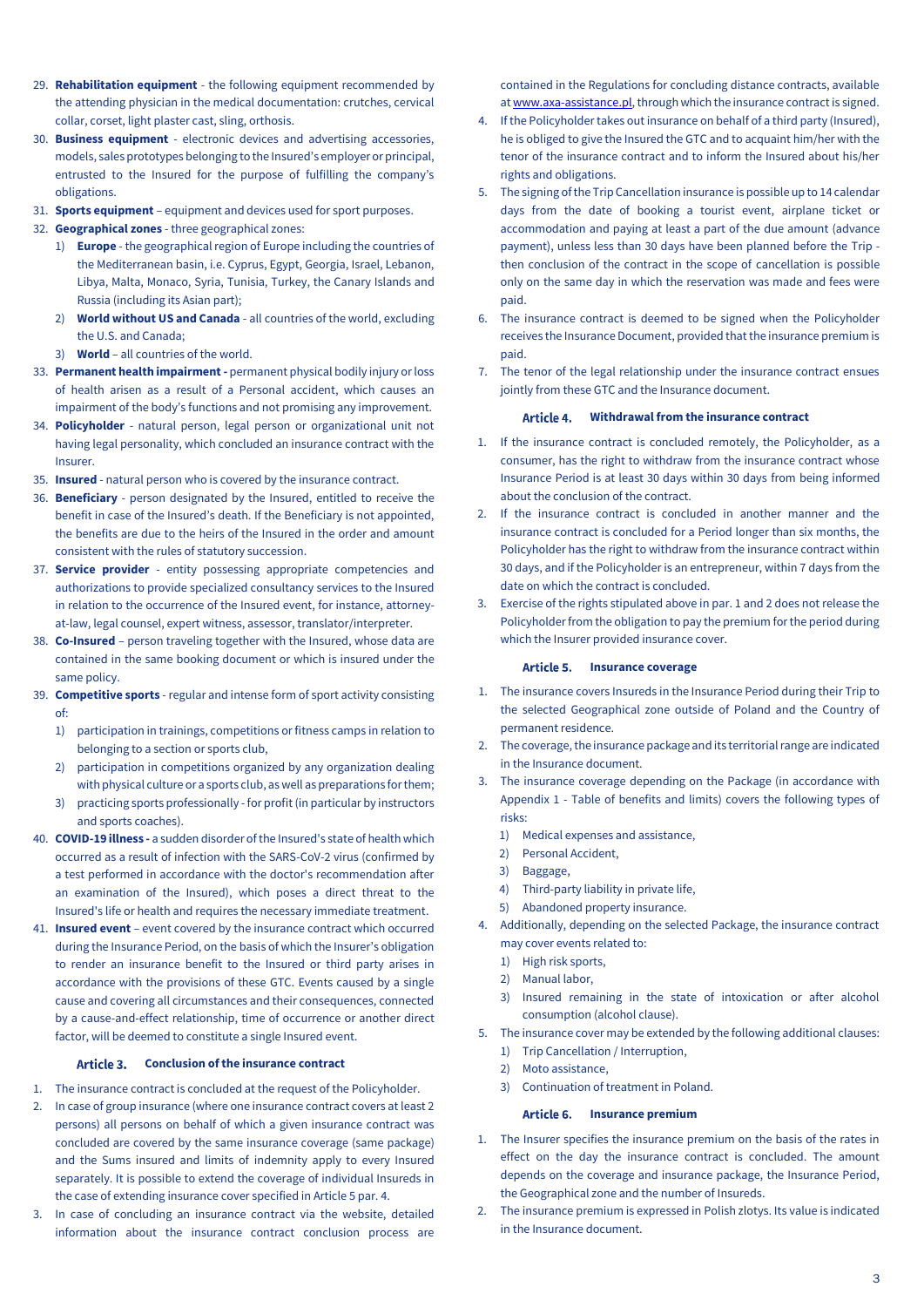29. **Rehabilitation equipment** - the following equipment recommended by the attending physician in the medical documentation: crutches, cervical collar, corset, light plaster cast, sling, orthosis.
30. **Business equipment** - electronic devices and advertising accessories, models, sales prototypes belonging to the Insured's employer or principal, entrusted to the Insured for the purpose of fulfilling the company's obligations.
31. **Sports equipment** – equipment and devices used for sport purposes.
32. **Geographical zones** - three geographical zones:
    1) **Europe** - the geographical region of Europe including the countries of the Mediterranean basin, i.e. Cyprus, Egypt, Georgia, Israel, Lebanon, Libya, Malta, Monaco, Syria, Tunisia, Turkey, the Canary Islands and Russia (including its Asian part);
    2) **World without US and Canada** - all countries of the world, excluding the U.S. and Canada;
    3) **World** – all countries of the world.
33. **Permanent health impairment -** permanent physical bodily injury or loss of health arisen as a result of a Personal accident, which causes an impairment of the body's functions and not promising any improvement.
34. **Policyholder** - natural person, legal person or organizational unit not having legal personality, which concluded an insurance contract with the Insurer.
35. **Insured** - natural person who is covered by the insurance contract.
36. **Beneficiary** - person designated by the Insured, entitled to receive the benefit in case of the Insured's death. If the Beneficiary is not appointed, the benefits are due to the heirs of the Insured in the order and amount consistent with the rules of statutory succession.
37. **Service provider** - entity possessing appropriate competencies and authorizations to provide specialized consultancy services to the Insured in relation to the occurrence of the Insured event, for instance, attorney-at-law, legal counsel, expert witness, assessor, translator/interpreter.
38. **Co-Insured** – person traveling together with the Insured, whose data are contained in the same booking document or which is insured under the same policy.
39. **Competitive sports** - regular and intense form of sport activity consisting of:
    1) participation in trainings, competitions or fitness camps in relation to belonging to a section or sports club,
    2) participation in competitions organized by any organization dealing with physical culture or a sports club, as well as preparations for them;
    3) practicing sports professionally - for profit (in particular by instructors and sports coaches).
40. **COVID-19 illness -** a sudden disorder of the Insured's state of health which occurred as a result of infection with the SARS-CoV-2 virus (confirmed by a test performed in accordance with the doctor's recommendation after an examination of the Insured), which poses a direct threat to the Insured's life or health and requires the necessary immediate treatment.
41. **Insured event** – event covered by the insurance contract which occurred during the Insurance Period, on the basis of which the Insurer's obligation to render an insurance benefit to the Insured or third party arises in accordance with the provisions of these GTC. Events caused by a single cause and covering all circumstances and their consequences, connected by a cause-and-effect relationship, time of occurrence or another direct factor, will be deemed to constitute a single Insured event.

### Article 3. Conclusion of the insurance contract

1. The insurance contract is concluded at the request of the Policyholder.
2. In case of group insurance (where one insurance contract covers at least 2 persons) all persons on behalf of which a given insurance contract was concluded are covered by the same insurance coverage (same package) and the Sums insured and limits of indemnity apply to every Insured separately. It is possible to extend the coverage of individual Insureds in the case of extending insurance cover specified in Article 5 par. 4.
3. In case of concluding an insurance contract via the website, detailed information about the insurance contract conclusion process are contained in the Regulations for concluding distance contracts, available at www.axa-assistance.pl, through which the insurance contract is signed.
4. If the Policyholder takes out insurance on behalf of a third party (Insured), he is obliged to give the Insured the GTC and to acquaint him/her with the tenor of the insurance contract and to inform the Insured about his/her rights and obligations.
5. The signing of the Trip Cancellation insurance is possible up to 14 calendar days from the date of booking a tourist event, airplane ticket or accommodation and paying at least a part of the due amount (advance payment), unless less than 30 days have been planned before the Trip - then conclusion of the contract in the scope of cancellation is possible only on the same day in which the reservation was made and fees were paid.
6. The insurance contract is deemed to be signed when the Policyholder receives the Insurance Document, provided that the insurance premium is paid.
7. The tenor of the legal relationship under the insurance contract ensues jointly from these GTC and the Insurance document.

### Article 4. Withdrawal from the insurance contract

1. If the insurance contract is concluded remotely, the Policyholder, as a consumer, has the right to withdraw from the insurance contract whose Insurance Period is at least 30 days within 30 days from being informed about the conclusion of the contract.
2. If the insurance contract is concluded in another manner and the insurance contract is concluded for a Period longer than six months, the Policyholder has the right to withdraw from the insurance contract within 30 days, and if the Policyholder is an entrepreneur, within 7 days from the date on which the contract is concluded.
3. Exercise of the rights stipulated above in par. 1 and 2 does not release the Policyholder from the obligation to pay the premium for the period during which the Insurer provided insurance cover.

### Article 5. Insurance coverage

1. The insurance covers Insureds in the Insurance Period during their Trip to the selected Geographical zone outside of Poland and the Country of permanent residence.
2. The coverage, the insurance package and its territorial range are indicated in the Insurance document.
3. The insurance coverage depending on the Package (in accordance with Appendix 1 - Table of benefits and limits) covers the following types of risks:
    1) Medical expenses and assistance,
    2) Personal Accident,
    3) Baggage,
    4) Third-party liability in private life,
    5) Abandoned property insurance.
4. Additionally, depending on the selected Package, the insurance contract may cover events related to:
    1) High risk sports,
    2) Manual labor,
    3) Insured remaining in the state of intoxication or after alcohol consumption (alcohol clause).
5. The insurance cover may be extended by the following additional clauses:
    1) Trip Cancellation / Interruption,
    2) Moto assistance,
    3) Continuation of treatment in Poland.

### Article 6. Insurance premium

1. The Insurer specifies the insurance premium on the basis of the rates in effect on the day the insurance contract is concluded. The amount depends on the coverage and insurance package, the Insurance Period, the Geographical zone and the number of Insureds.
2. The insurance premium is expressed in Polish zlotys. Its value is indicated in the Insurance document.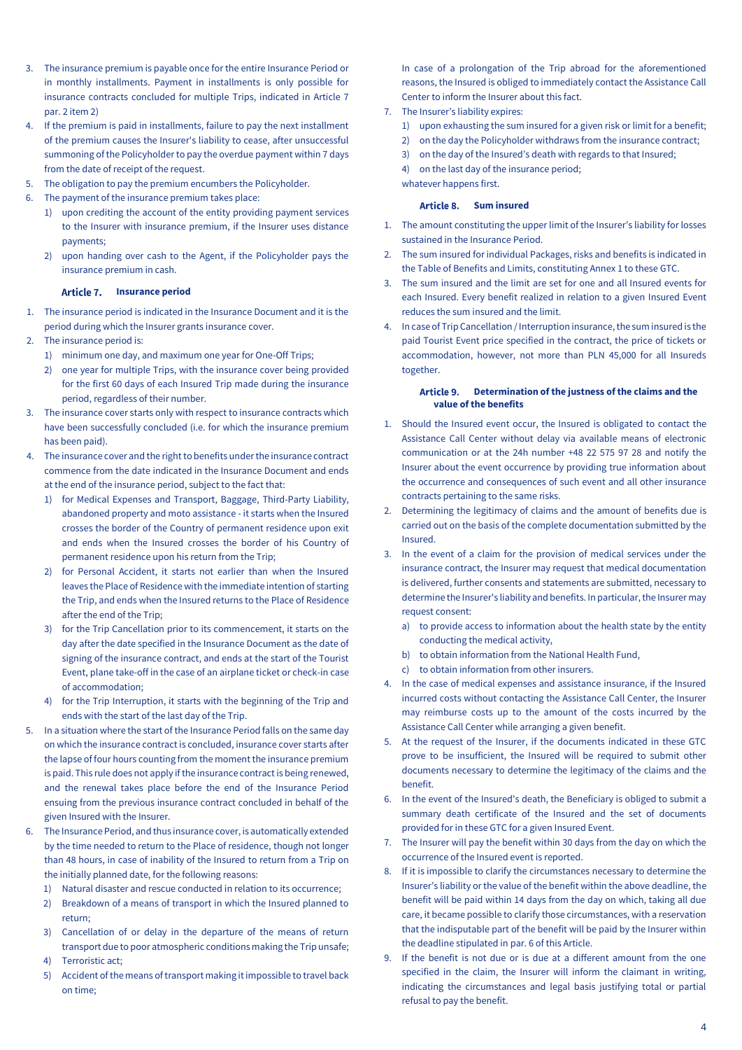3. The insurance premium is payable once for the entire Insurance Period or in monthly installments. Payment in installments is only possible for insurance contracts concluded for multiple Trips, indicated in Article 7 par. 2 item 2)
4. If the premium is paid in installments, failure to pay the next installment of the premium causes the Insurer's liability to cease, after unsuccessful summoning of the Policyholder to pay the overdue payment within 7 days from the date of receipt of the request.
5. The obligation to pay the premium encumbers the Policyholder.
6. The payment of the insurance premium takes place:
   1) upon crediting the account of the entity providing payment services to the Insurer with insurance premium, if the Insurer uses distance payments;
   2) upon handing over cash to the Agent, if the Policyholder pays the insurance premium in cash.

### Article 7. Insurance period

1. The insurance period is indicated in the Insurance Document and it is the period during which the Insurer grants insurance cover.
2. The insurance period is:
   1) minimum one day, and maximum one year for One-Off Trips;
   2) one year for multiple Trips, with the insurance cover being provided for the first 60 days of each Insured Trip made during the insurance period, regardless of their number.
3. The insurance cover starts only with respect to insurance contracts which have been successfully concluded (i.e. for which the insurance premium has been paid).
4. The insurance cover and the right to benefits under the insurance contract commence from the date indicated in the Insurance Document and ends at the end of the insurance period, subject to the fact that:
   1) for Medical Expenses and Transport, Baggage, Third-Party Liability, abandoned property and moto assistance - it starts when the Insured crosses the border of the Country of permanent residence upon exit and ends when the Insured crosses the border of his Country of permanent residence upon his return from the Trip;
   2) for Personal Accident, it starts not earlier than when the Insured leaves the Place of Residence with the immediate intention of starting the Trip, and ends when the Insured returns to the Place of Residence after the end of the Trip;
   3) for the Trip Cancellation prior to its commencement, it starts on the day after the date specified in the Insurance Document as the date of signing of the insurance contract, and ends at the start of the Tourist Event, plane take-off in the case of an airplane ticket or check-in case of accommodation;
   4) for the Trip Interruption, it starts with the beginning of the Trip and ends with the start of the last day of the Trip.
5. In a situation where the start of the Insurance Period falls on the same day on which the insurance contract is concluded, insurance cover starts after the lapse of four hours counting from the moment the insurance premium is paid. This rule does not apply if the insurance contract is being renewed, and the renewal takes place before the end of the Insurance Period ensuing from the previous insurance contract concluded in behalf of the given Insured with the Insurer.
6. The Insurance Period, and thus insurance cover, is automatically extended by the time needed to return to the Place of residence, though not longer than 48 hours, in case of inability of the Insured to return from a Trip on the initially planned date, for the following reasons:
   1) Natural disaster and rescue conducted in relation to its occurrence;
   2) Breakdown of a means of transport in which the Insured planned to return;
   3) Cancellation of or delay in the departure of the means of return transport due to poor atmospheric conditions making the Trip unsafe;
   4) Terroristic act;
   5) Accident of the means of transport making it impossible to travel back on time;

   In case of a prolongation of the Trip abroad for the aforementioned reasons, the Insured is obliged to immediately contact the Assistance Call Center to inform the Insurer about this fact.
7. The Insurer's liability expires:
   1) upon exhausting the sum insured for a given risk or limit for a benefit;
   2) on the day the Policyholder withdraws from the insurance contract;
   3) on the day of the Insured's death with regards to that Insured;
   4) on the last day of the insurance period;

   whatever happens first.

### Article 8. Sum insured

1. The amount constituting the upper limit of the Insurer's liability for losses sustained in the Insurance Period.
2. The sum insured for individual Packages, risks and benefits is indicated in the Table of Benefits and Limits, constituting Annex 1 to these GTC.
3. The sum insured and the limit are set for one and all Insured events for each Insured. Every benefit realized in relation to a given Insured Event reduces the sum insured and the limit.
4. In case of Trip Cancellation / Interruption insurance, the sum insured is the paid Tourist Event price specified in the contract, the price of tickets or accommodation, however, not more than PLN 45,000 for all Insureds together.

### Article 9. Determination of the justness of the claims and the value of the benefits

1. Should the Insured event occur, the Insured is obligated to contact the Assistance Call Center without delay via available means of electronic communication or at the 24h number +48 22 575 97 28 and notify the Insurer about the event occurrence by providing true information about the occurrence and consequences of such event and all other insurance contracts pertaining to the same risks.
2. Determining the legitimacy of claims and the amount of benefits due is carried out on the basis of the complete documentation submitted by the Insured.
3. In the event of a claim for the provision of medical services under the insurance contract, the Insurer may request that medical documentation is delivered, further consents and statements are submitted, necessary to determine the Insurer's liability and benefits. In particular, the Insurer may request consent:
   a) to provide access to information about the health state by the entity conducting the medical activity,
   b) to obtain information from the National Health Fund,
   c) to obtain information from other insurers.
4. In the case of medical expenses and assistance insurance, if the Insured incurred costs without contacting the Assistance Call Center, the Insurer may reimburse costs up to the amount of the costs incurred by the Assistance Call Center while arranging a given benefit.
5. At the request of the Insurer, if the documents indicated in these GTC prove to be insufficient, the Insured will be required to submit other documents necessary to determine the legitimacy of the claims and the benefit.
6. In the event of the Insured's death, the Beneficiary is obliged to submit a summary death certificate of the Insured and the set of documents provided for in these GTC for a given Insured Event.
7. The Insurer will pay the benefit within 30 days from the day on which the occurrence of the Insured event is reported.
8. If it is impossible to clarify the circumstances necessary to determine the Insurer's liability or the value of the benefit within the above deadline, the benefit will be paid within 14 days from the day on which, taking all due care, it became possible to clarify those circumstances, with a reservation that the indisputable part of the benefit will be paid by the Insurer within the deadline stipulated in par. 6 of this Article.
9. If the benefit is not due or is due at a different amount from the one specified in the claim, the Insurer will inform the claimant in writing, indicating the circumstances and legal basis justifying total or partial refusal to pay the benefit.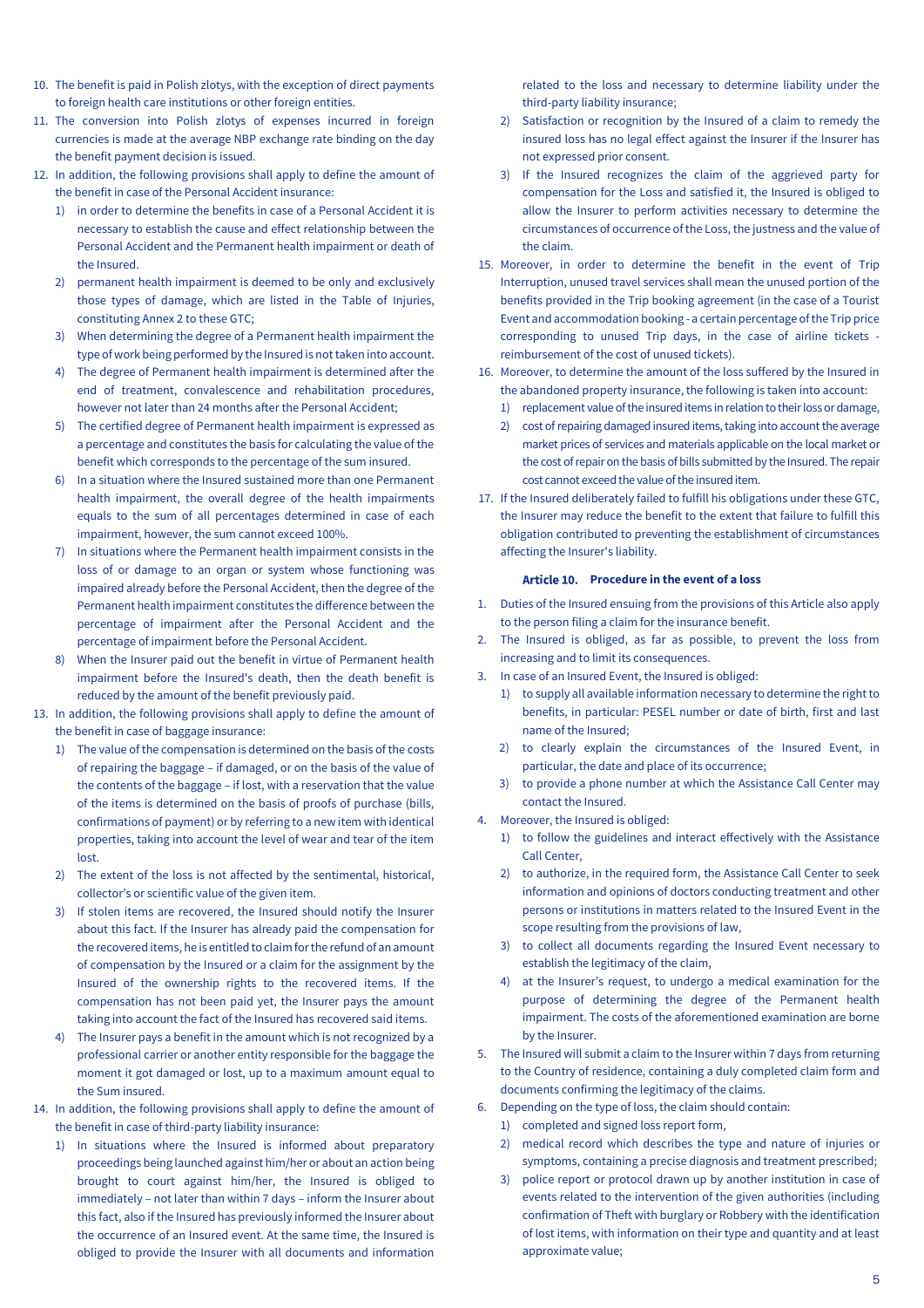10. The benefit is paid in Polish zlotys, with the exception of direct payments to foreign health care institutions or other foreign entities.
11. The conversion into Polish zlotys of expenses incurred in foreign currencies is made at the average NBP exchange rate binding on the day the benefit payment decision is issued.
12. In addition, the following provisions shall apply to define the amount of the benefit in case of the Personal Accident insurance:
    1) in order to determine the benefits in case of a Personal Accident it is necessary to establish the cause and effect relationship between the Personal Accident and the Permanent health impairment or death of the Insured.
    2) permanent health impairment is deemed to be only and exclusively those types of damage, which are listed in the Table of Injuries, constituting Annex 2 to these GTC;
    3) When determining the degree of a Permanent health impairment the type of work being performed by the Insured is not taken into account.
    4) The degree of Permanent health impairment is determined after the end of treatment, convalescence and rehabilitation procedures, however not later than 24 months after the Personal Accident;
    5) The certified degree of Permanent health impairment is expressed as a percentage and constitutes the basis for calculating the value of the benefit which corresponds to the percentage of the sum insured.
    6) In a situation where the Insured sustained more than one Permanent health impairment, the overall degree of the health impairments equals to the sum of all percentages determined in case of each impairment, however, the sum cannot exceed 100%.
    7) In situations where the Permanent health impairment consists in the loss of or damage to an organ or system whose functioning was impaired already before the Personal Accident, then the degree of the Permanent health impairment constitutes the difference between the percentage of impairment after the Personal Accident and the percentage of impairment before the Personal Accident.
    8) When the Insurer paid out the benefit in virtue of Permanent health impairment before the Insured's death, then the death benefit is reduced by the amount of the benefit previously paid.
13. In addition, the following provisions shall apply to define the amount of the benefit in case of baggage insurance:
    1) The value of the compensation is determined on the basis of the costs of repairing the baggage – if damaged, or on the basis of the value of the contents of the baggage – if lost, with a reservation that the value of the items is determined on the basis of proofs of purchase (bills, confirmations of payment) or by referring to a new item with identical properties, taking into account the level of wear and tear of the item lost.
    2) The extent of the loss is not affected by the sentimental, historical, collector's or scientific value of the given item.
    3) If stolen items are recovered, the Insured should notify the Insurer about this fact. If the Insurer has already paid the compensation for the recovered items, he is entitled to claim for the refund of an amount of compensation by the Insured or a claim for the assignment by the Insured of the ownership rights to the recovered items. If the compensation has not been paid yet, the Insurer pays the amount taking into account the fact of the Insured has recovered said items.
    4) The Insurer pays a benefit in the amount which is not recognized by a professional carrier or another entity responsible for the baggage the moment it got damaged or lost, up to a maximum amount equal to the Sum insured.
14. In addition, the following provisions shall apply to define the amount of the benefit in case of third-party liability insurance:
    1) In situations where the Insured is informed about preparatory proceedings being launched against him/her or about an action being brought to court against him/her, the Insured is obliged to immediately – not later than within 7 days – inform the Insurer about this fact, also if the Insured has previously informed the Insurer about the occurrence of an Insured event. At the same time, the Insured is obliged to provide the Insurer with all documents and information related to the loss and necessary to determine liability under the third-party liability insurance;
    2) Satisfaction or recognition by the Insured of a claim to remedy the insured loss has no legal effect against the Insurer if the Insurer has not expressed prior consent.
    3) If the Insured recognizes the claim of the aggrieved party for compensation for the Loss and satisfied it, the Insured is obliged to allow the Insurer to perform activities necessary to determine the circumstances of occurrence of the Loss, the justness and the value of the claim.
15. Moreover, in order to determine the benefit in the event of Trip Interruption, unused travel services shall mean the unused portion of the benefits provided in the Trip booking agreement (in the case of a Tourist Event and accommodation booking - a certain percentage of the Trip price corresponding to unused Trip days, in the case of airline tickets - reimbursement of the cost of unused tickets).
16. Moreover, to determine the amount of the loss suffered by the Insured in the abandoned property insurance, the following is taken into account:
    1) replacement value of the insured items in relation to their loss or damage,
    2) cost of repairing damaged insured items, taking into account the average market prices of services and materials applicable on the local market or the cost of repair on the basis of bills submitted by the Insured. The repair cost cannot exceed the value of the insured item.
17. If the Insured deliberately failed to fulfill his obligations under these GTC, the Insurer may reduce the benefit to the extent that failure to fulfill this obligation contributed to preventing the establishment of circumstances affecting the Insurer's liability.

### Article 10. Procedure in the event of a loss

1. Duties of the Insured ensuing from the provisions of this Article also apply to the person filing a claim for the insurance benefit.
2. The Insured is obliged, as far as possible, to prevent the loss from increasing and to limit its consequences.
3. In case of an Insured Event, the Insured is obliged:
    1) to supply all available information necessary to determine the right to benefits, in particular: PESEL number or date of birth, first and last name of the Insured;
    2) to clearly explain the circumstances of the Insured Event, in particular, the date and place of its occurrence;
    3) to provide a phone number at which the Assistance Call Center may contact the Insured.
4. Moreover, the Insured is obliged:
    1) to follow the guidelines and interact effectively with the Assistance Call Center,
    2) to authorize, in the required form, the Assistance Call Center to seek information and opinions of doctors conducting treatment and other persons or institutions in matters related to the Insured Event in the scope resulting from the provisions of law,
    3) to collect all documents regarding the Insured Event necessary to establish the legitimacy of the claim,
    4) at the Insurer's request, to undergo a medical examination for the purpose of determining the degree of the Permanent health impairment. The costs of the aforementioned examination are borne by the Insurer.
5. The Insured will submit a claim to the Insurer within 7 days from returning to the Country of residence, containing a duly completed claim form and documents confirming the legitimacy of the claims.
6. Depending on the type of loss, the claim should contain:
    1) completed and signed loss report form,
    2) medical record which describes the type and nature of injuries or symptoms, containing a precise diagnosis and treatment prescribed;
    3) police report or protocol drawn up by another institution in case of events related to the intervention of the given authorities (including confirmation of Theft with burglary or Robbery with the identification of lost items, with information on their type and quantity and at least approximate value;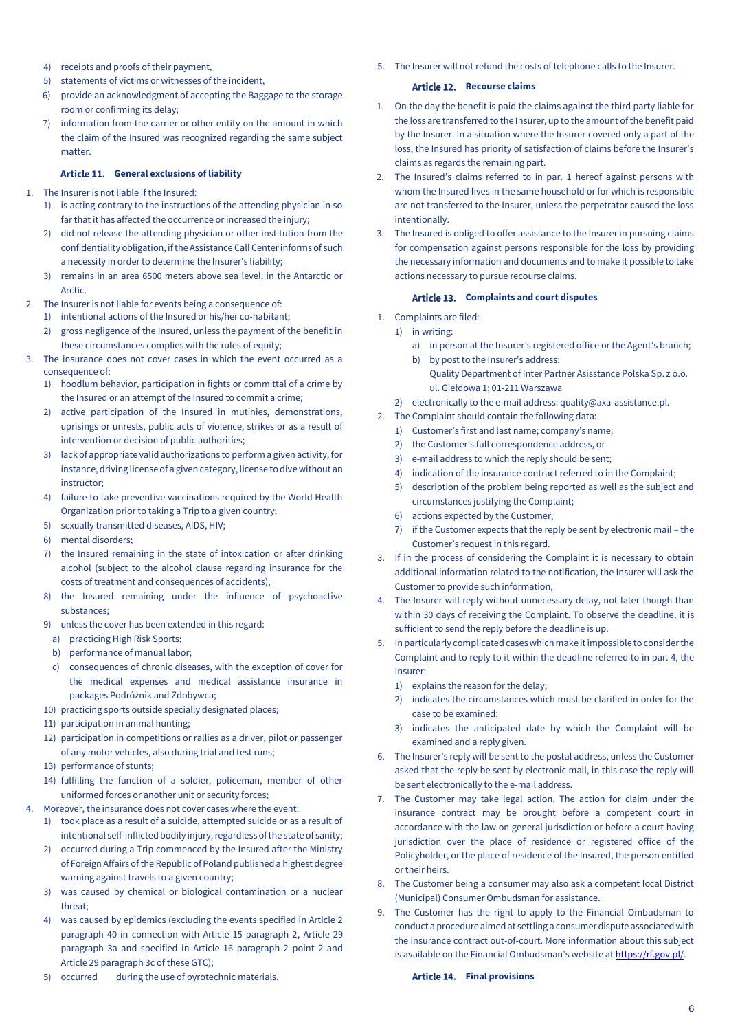4) receipts and proofs of their payment,
5) statements of victims or witnesses of the incident,
6) provide an acknowledgment of accepting the Baggage to the storage room or confirming its delay;
7) information from the carrier or other entity on the amount in which the claim of the Insured was recognized regarding the same subject matter.

### Article 11. General exclusions of liability

1. The Insurer is not liable if the Insured:
   1) is acting contrary to the instructions of the attending physician in so far that it has affected the occurrence or increased the injury;
   2) did not release the attending physician or other institution from the confidentiality obligation, if the Assistance Call Center informs of such a necessity in order to determine the Insurer's liability;
   3) remains in an area 6500 meters above sea level, in the Antarctic or Arctic.
2. The Insurer is not liable for events being a consequence of:
   1) intentional actions of the Insured or his/her co-habitant;
   2) gross negligence of the Insured, unless the payment of the benefit in these circumstances complies with the rules of equity;
3. The insurance does not cover cases in which the event occurred as a consequence of:
   1) hoodlum behavior, participation in fights or committal of a crime by the Insured or an attempt of the Insured to commit a crime;
   2) active participation of the Insured in mutinies, demonstrations, uprisings or unrests, public acts of violence, strikes or as a result of intervention or decision of public authorities;
   3) lack of appropriate valid authorizations to perform a given activity, for instance, driving license of a given category, license to dive without an instructor;
   4) failure to take preventive vaccinations required by the World Health Organization prior to taking a Trip to a given country;
   5) sexually transmitted diseases, AIDS, HIV;
   6) mental disorders;
   7) the Insured remaining in the state of intoxication or after drinking alcohol (subject to the alcohol clause regarding insurance for the costs of treatment and consequences of accidents),
   8) the Insured remaining under the influence of psychoactive substances;
   9) unless the cover has been extended in this regard:
      a) practicing High Risk Sports;
      b) performance of manual labor;
      c) consequences of chronic diseases, with the exception of cover for the medical expenses and medical assistance insurance in packages Podróżnik and Zdobywca;
   10) practicing sports outside specially designated places;
   11) participation in animal hunting;
   12) participation in competitions or rallies as a driver, pilot or passenger of any motor vehicles, also during trial and test runs;
   13) performance of stunts;
   14) fulfilling the function of a soldier, policeman, member of other uniformed forces or another unit or security forces;
4. Moreover, the insurance does not cover cases where the event:
   1) took place as a result of a suicide, attempted suicide or as a result of intentional self-inflicted bodily injury, regardless of the state of sanity;
   2) occurred during a Trip commenced by the Insured after the Ministry of Foreign Affairs of the Republic of Poland published a highest degree warning against travels to a given country;
   3) was caused by chemical or biological contamination or a nuclear threat;
   4) was caused by epidemics (excluding the events specified in Article 2 paragraph 40 in connection with Article 15 paragraph 2, Article 29 paragraph 3a and specified in Article 16 paragraph 2 point 2 and Article 29 paragraph 3c of these GTC);
   5) occurred during the use of pyrotechnic materials.
5. The Insurer will not refund the costs of telephone calls to the Insurer.

### Article 12. Recourse claims

1. On the day the benefit is paid the claims against the third party liable for the loss are transferred to the Insurer, up to the amount of the benefit paid by the Insurer. In a situation where the Insurer covered only a part of the loss, the Insured has priority of satisfaction of claims before the Insurer's claims as regards the remaining part.
2. The Insured's claims referred to in par. 1 hereof against persons with whom the Insured lives in the same household or for which is responsible are not transferred to the Insurer, unless the perpetrator caused the loss intentionally.
3. The Insured is obliged to offer assistance to the Insurer in pursuing claims for compensation against persons responsible for the loss by providing the necessary information and documents and to make it possible to take actions necessary to pursue recourse claims.

### Article 13. Complaints and court disputes

1. Complaints are filed:
   1) in writing:
      a) in person at the Insurer's registered office or the Agent's branch;
      b) by post to the Insurer's address:
         Quality Department of Inter Partner Asisstance Polska Sp. z o.o.
         ul. Giełdowa 1; 01-211 Warszawa
   2) electronically to the e-mail address: quality@axa-assistance.pl.
2. The Complaint should contain the following data:
   1) Customer's first and last name; company's name;
   2) the Customer's full correspondence address, or
   3) e-mail address to which the reply should be sent;
   4) indication of the insurance contract referred to in the Complaint;
   5) description of the problem being reported as well as the subject and circumstances justifying the Complaint;
   6) actions expected by the Customer;
   7) if the Customer expects that the reply be sent by electronic mail – the Customer's request in this regard.
3. If in the process of considering the Complaint it is necessary to obtain additional information related to the notification, the Insurer will ask the Customer to provide such information,
4. The Insurer will reply without unnecessary delay, not later though than within 30 days of receiving the Complaint. To observe the deadline, it is sufficient to send the reply before the deadline is up.
5. In particularly complicated cases which make it impossible to consider the Complaint and to reply to it within the deadline referred to in par. 4, the Insurer:
   1) explains the reason for the delay;
   2) indicates the circumstances which must be clarified in order for the case to be examined;
   3) indicates the anticipated date by which the Complaint will be examined and a reply given.
6. The Insurer's reply will be sent to the postal address, unless the Customer asked that the reply be sent by electronic mail, in this case the reply will be sent electronically to the e-mail address.
7. The Customer may take legal action. The action for claim under the insurance contract may be brought before a competent court in accordance with the law on general jurisdiction or before a court having jurisdiction over the place of residence or registered office of the Policyholder, or the place of residence of the Insured, the person entitled or their heirs.
8. The Customer being a consumer may also ask a competent local District (Municipal) Consumer Ombudsman for assistance.
9. The Customer has the right to apply to the Financial Ombudsman to conduct a procedure aimed at settling a consumer dispute associated with the insurance contract out-of-court. More information about this subject is available on the Financial Ombudsman's website at https://rf.gov.pl/.

### Article 14. Final provisions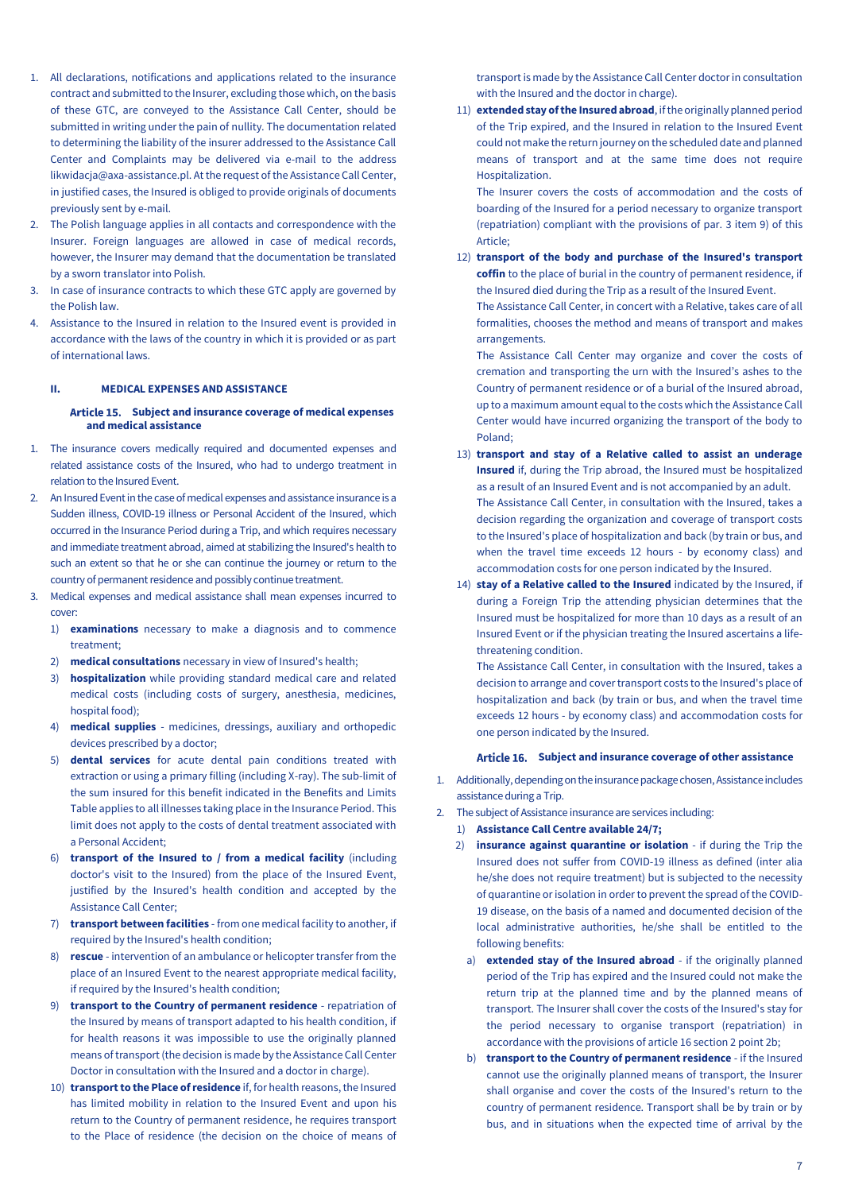1. All declarations, notifications and applications related to the insurance contract and submitted to the Insurer, excluding those which, on the basis of these GTC, are conveyed to the Assistance Call Center, should be submitted in writing under the pain of nullity. The documentation related to determining the liability of the insurer addressed to the Assistance Call Center and Complaints may be delivered via e-mail to the address likwidacja@axa-assistance.pl. At the request of the Assistance Call Center, in justified cases, the Insured is obliged to provide originals of documents previously sent by e-mail.
2. The Polish language applies in all contacts and correspondence with the Insurer. Foreign languages are allowed in case of medical records, however, the Insurer may demand that the documentation be translated by a sworn translator into Polish.
3. In case of insurance contracts to which these GTC apply are governed by the Polish law.
4. Assistance to the Insured in relation to the Insured event is provided in accordance with the laws of the country in which it is provided or as part of international laws.

## II. MEDICAL EXPENSES AND ASSISTANCE

### Article 15. Subject and insurance coverage of medical expenses and medical assistance

1. The insurance covers medically required and documented expenses and related assistance costs of the Insured, who had to undergo treatment in relation to the Insured Event.
2. An Insured Event in the case of medical expenses and assistance insurance is a Sudden illness, COVID-19 illness or Personal Accident of the Insured, which occurred in the Insurance Period during a Trip, and which requires necessary and immediate treatment abroad, aimed at stabilizing the Insured's health to such an extent so that he or she can continue the journey or return to the country of permanent residence and possibly continue treatment.
3. Medical expenses and medical assistance shall mean expenses incurred to cover:
   1) **examinations** necessary to make a diagnosis and to commence treatment;
   2) **medical consultations** necessary in view of Insured's health;
   3) **hospitalization** while providing standard medical care and related medical costs (including costs of surgery, anesthesia, medicines, hospital food);
   4) **medical supplies** - medicines, dressings, auxiliary and orthopedic devices prescribed by a doctor;
   5) **dental services** for acute dental pain conditions treated with extraction or using a primary filling (including X-ray). The sub-limit of the sum insured for this benefit indicated in the Benefits and Limits Table applies to all illnesses taking place in the Insurance Period. This limit does not apply to the costs of dental treatment associated with a Personal Accident;
   6) **transport of the Insured to / from a medical facility** (including doctor's visit to the Insured) from the place of the Insured Event, justified by the Insured's health condition and accepted by the Assistance Call Center;
   7) **transport between facilities** - from one medical facility to another, if required by the Insured's health condition;
   8) **rescue** - intervention of an ambulance or helicopter transfer from the place of an Insured Event to the nearest appropriate medical facility, if required by the Insured's health condition;
   9) **transport to the Country of permanent residence** - repatriation of the Insured by means of transport adapted to his health condition, if for health reasons it was impossible to use the originally planned means of transport (the decision is made by the Assistance Call Center Doctor in consultation with the Insured and a doctor in charge).
   10) **transport to the Place of residence** if, for health reasons, the Insured has limited mobility in relation to the Insured Event and upon his return to the Country of permanent residence, he requires transport to the Place of residence (the decision on the choice of means of transport is made by the Assistance Call Center doctor in consultation with the Insured and the doctor in charge).
   11) **extended stay of the Insured abroad**, if the originally planned period of the Trip expired, and the Insured in relation to the Insured Event could not make the return journey on the scheduled date and planned means of transport and at the same time does not require Hospitalization.
   
       The Insurer covers the costs of accommodation and the costs of boarding of the Insured for a period necessary to organize transport (repatriation) compliant with the provisions of par. 3 item 9) of this Article;
   12) **transport of the body and purchase of the Insured's transport coffin** to the place of burial in the country of permanent residence, if the Insured died during the Trip as a result of the Insured Event.
   
       The Assistance Call Center, in concert with a Relative, takes care of all formalities, chooses the method and means of transport and makes arrangements.
   
       The Assistance Call Center may organize and cover the costs of cremation and transporting the urn with the Insured's ashes to the Country of permanent residence or of a burial of the Insured abroad, up to a maximum amount equal to the costs which the Assistance Call Center would have incurred organizing the transport of the body to Poland;
   13) **transport and stay of a Relative called to assist an underage Insured** if, during the Trip abroad, the Insured must be hospitalized as a result of an Insured Event and is not accompanied by an adult.
   
       The Assistance Call Center, in consultation with the Insured, takes a decision regarding the organization and coverage of transport costs to the Insured's place of hospitalization and back (by train or bus, and when the travel time exceeds 12 hours - by economy class) and accommodation costs for one person indicated by the Insured.
   14) **stay of a Relative called to the Insured** indicated by the Insured, if during a Foreign Trip the attending physician determines that the Insured must be hospitalized for more than 10 days as a result of an Insured Event or if the physician treating the Insured ascertains a life-threatening condition.
   
       The Assistance Call Center, in consultation with the Insured, takes a decision to arrange and cover transport costs to the Insured's place of hospitalization and back (by train or bus, and when the travel time exceeds 12 hours - by economy class) and accommodation costs for one person indicated by the Insured.

### Article 16. Subject and insurance coverage of other assistance

1. Additionally, depending on the insurance package chosen, Assistance includes assistance during a Trip.
2. The subject of Assistance insurance are services including:
   1) **Assistance Call Centre available 24/7;**
   2) **insurance against quarantine or isolation** - if during the Trip the Insured does not suffer from COVID-19 illness as defined (inter alia he/she does not require treatment) but is subjected to the necessity of quarantine or isolation in order to prevent the spread of the COVID-19 disease, on the basis of a named and documented decision of the local administrative authorities, he/she shall be entitled to the following benefits:
      a) **extended stay of the Insured abroad** - if the originally planned period of the Trip has expired and the Insured could not make the return trip at the planned time and by the planned means of transport. The Insurer shall cover the costs of the Insured's stay for the period necessary to organise transport (repatriation) in accordance with the provisions of article 16 section 2 point 2b;
      b) **transport to the Country of permanent residence** - if the Insured cannot use the originally planned means of transport, the Insurer shall organise and cover the costs of the Insured's return to the country of permanent residence. Transport shall be by train or by bus, and in situations when the expected time of arrival by the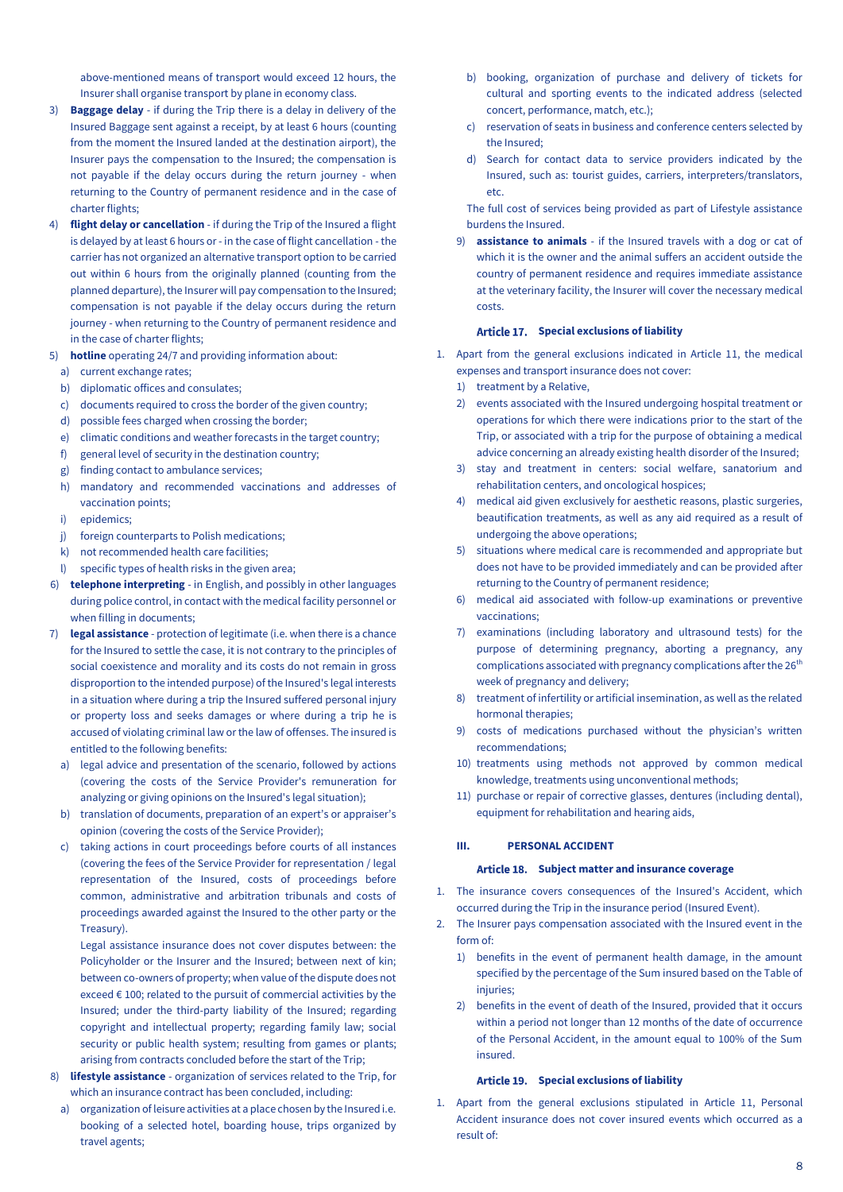above-mentioned means of transport would exceed 12 hours, the Insurer shall organise transport by plane in economy class.

3) **Baggage delay** - if during the Trip there is a delay in delivery of the Insured Baggage sent against a receipt, by at least 6 hours (counting from the moment the Insured landed at the destination airport), the Insurer pays the compensation to the Insured; the compensation is not payable if the delay occurs during the return journey - when returning to the Country of permanent residence and in the case of charter flights;
4) **flight delay or cancellation** - if during the Trip of the Insured a flight is delayed by at least 6 hours or - in the case of flight cancellation - the carrier has not organized an alternative transport option to be carried out within 6 hours from the originally planned (counting from the planned departure), the Insurer will pay compensation to the Insured; compensation is not payable if the delay occurs during the return journey - when returning to the Country of permanent residence and in the case of charter flights;
5) **hotline** operating 24/7 and providing information about:
   a) current exchange rates;
   b) diplomatic offices and consulates;
   c) documents required to cross the border of the given country;
   d) possible fees charged when crossing the border;
   e) climatic conditions and weather forecasts in the target country;
   f) general level of security in the destination country;
   g) finding contact to ambulance services;
   h) mandatory and recommended vaccinations and addresses of vaccination points;
   i) epidemics;
   j) foreign counterparts to Polish medications;
   k) not recommended health care facilities;
   l) specific types of health risks in the given area;
6) **telephone interpreting** - in English, and possibly in other languages during police control, in contact with the medical facility personnel or when filling in documents;
7) **legal assistance** - protection of legitimate (i.e. when there is a chance for the Insured to settle the case, it is not contrary to the principles of social coexistence and morality and its costs do not remain in gross disproportion to the intended purpose) of the Insured's legal interests in a situation where during a trip the Insured suffered personal injury or property loss and seeks damages or where during a trip he is accused of violating criminal law or the law of offenses. The insured is entitled to the following benefits:
   a) legal advice and presentation of the scenario, followed by actions (covering the costs of the Service Provider's remuneration for analyzing or giving opinions on the Insured's legal situation);
   b) translation of documents, preparation of an expert's or appraiser's opinion (covering the costs of the Service Provider);
   c) taking actions in court proceedings before courts of all instances (covering the fees of the Service Provider for representation / legal representation of the Insured, costs of proceedings before common, administrative and arbitration tribunals and costs of proceedings awarded against the Insured to the other party or the Treasury).

   Legal assistance insurance does not cover disputes between: the Policyholder or the Insurer and the Insured; between next of kin; between co-owners of property; when value of the dispute does not exceed € 100; related to the pursuit of commercial activities by the Insured; under the third-party liability of the Insured; regarding copyright and intellectual property; regarding family law; social security or public health system; resulting from games or plants; arising from contracts concluded before the start of the Trip;
8) **lifestyle assistance** - organization of services related to the Trip, for which an insurance contract has been concluded, including:
   a) organization of leisure activities at a place chosen by the Insured i.e. booking of a selected hotel, boarding house, trips organized by travel agents;
   b) booking, organization of purchase and delivery of tickets for cultural and sporting events to the indicated address (selected concert, performance, match, etc.);
   c) reservation of seats in business and conference centers selected by the Insured;
   d) Search for contact data to service providers indicated by the Insured, such as: tourist guides, carriers, interpreters/translators, etc.

   The full cost of services being provided as part of Lifestyle assistance burdens the Insured.
9) **assistance to animals** - if the Insured travels with a dog or cat of which it is the owner and the animal suffers an accident outside the country of permanent residence and requires immediate assistance at the veterinary facility, the Insurer will cover the necessary medical costs.

#### Article 17. Special exclusions of liability

1. Apart from the general exclusions indicated in Article 11, the medical expenses and transport insurance does not cover:
   1) treatment by a Relative,
   2) events associated with the Insured undergoing hospital treatment or operations for which there were indications prior to the start of the Trip, or associated with a trip for the purpose of obtaining a medical advice concerning an already existing health disorder of the Insured;
   3) stay and treatment in centers: social welfare, sanatorium and rehabilitation centers, and oncological hospices;
   4) medical aid given exclusively for aesthetic reasons, plastic surgeries, beautification treatments, as well as any aid required as a result of undergoing the above operations;
   5) situations where medical care is recommended and appropriate but does not have to be provided immediately and can be provided after returning to the Country of permanent residence;
   6) medical aid associated with follow-up examinations or preventive vaccinations;
   7) examinations (including laboratory and ultrasound tests) for the purpose of determining pregnancy, aborting a pregnancy, any complications associated with pregnancy complications after the 26th week of pregnancy and delivery;
   8) treatment of infertility or artificial insemination, as well as the related hormonal therapies;
   9) costs of medications purchased without the physician's written recommendations;
   10) treatments using methods not approved by common medical knowledge, treatments using unconventional methods;
   11) purchase or repair of corrective glasses, dentures (including dental), equipment for rehabilitation and hearing aids,

### III. PERSONAL ACCIDENT

#### Article 18. Subject matter and insurance coverage

1. The insurance covers consequences of the Insured's Accident, which occurred during the Trip in the insurance period (Insured Event).
2. The Insurer pays compensation associated with the Insured event in the form of:
   1) benefits in the event of permanent health damage, in the amount specified by the percentage of the Sum insured based on the Table of injuries;
   2) benefits in the event of death of the Insured, provided that it occurs within a period not longer than 12 months of the date of occurrence of the Personal Accident, in the amount equal to 100% of the Sum insured.

#### Article 19. Special exclusions of liability

1. Apart from the general exclusions stipulated in Article 11, Personal Accident insurance does not cover insured events which occurred as a result of: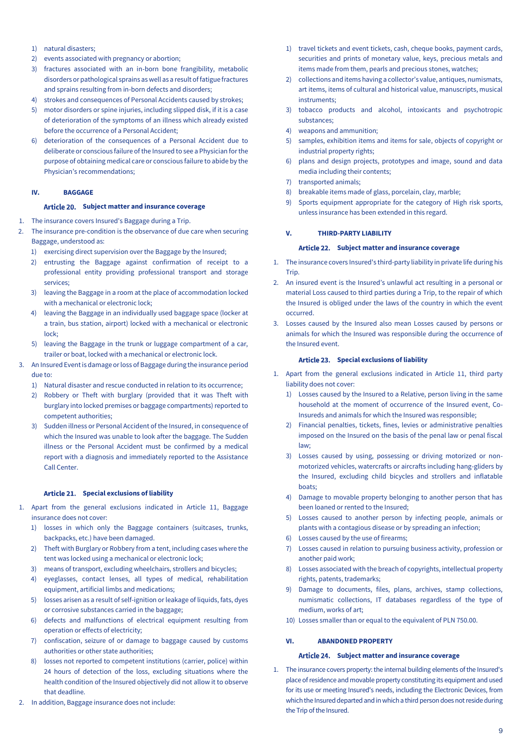1) natural disasters;
2) events associated with pregnancy or abortion;
3) fractures associated with an in-born bone frangibility, metabolic disorders or pathological sprains as well as a result of fatigue fractures and sprains resulting from in-born defects and disorders;
4) strokes and consequences of Personal Accidents caused by strokes;
5) motor disorders or spine injuries, including slipped disk, if it is a case of deterioration of the symptoms of an illness which already existed before the occurrence of a Personal Accident;
6) deterioration of the consequences of a Personal Accident due to deliberate or conscious failure of the Insured to see a Physician for the purpose of obtaining medical care or conscious failure to abide by the Physician's recommendations;

## IV. BAGGAGE

### Article 20. Subject matter and insurance coverage

1. The insurance covers Insured's Baggage during a Trip.
2. The insurance pre-condition is the observance of due care when securing Baggage, understood as:
   1) exercising direct supervision over the Baggage by the Insured;
   2) entrusting the Baggage against confirmation of receipt to a professional entity providing professional transport and storage services;
   3) leaving the Baggage in a room at the place of accommodation locked with a mechanical or electronic lock;
   4) leaving the Baggage in an individually used baggage space (locker at a train, bus station, airport) locked with a mechanical or electronic lock;
   5) leaving the Baggage in the trunk or luggage compartment of a car, trailer or boat, locked with a mechanical or electronic lock.
3. An Insured Event is damage or loss of Baggage during the insurance period due to:
   1) Natural disaster and rescue conducted in relation to its occurrence;
   2) Robbery or Theft with burglary (provided that it was Theft with burglary into locked premises or baggage compartments) reported to competent authorities;
   3) Sudden illness or Personal Accident of the Insured, in consequence of which the Insured was unable to look after the baggage. The Sudden illness or the Personal Accident must be confirmed by a medical report with a diagnosis and immediately reported to the Assistance Call Center.

### Article 21. Special exclusions of liability

1. Apart from the general exclusions indicated in Article 11, Baggage insurance does not cover:
   1) losses in which only the Baggage containers (suitcases, trunks, backpacks, etc.) have been damaged.
   2) Theft with Burglary or Robbery from a tent, including cases where the tent was locked using a mechanical or electronic lock;
   3) means of transport, excluding wheelchairs, strollers and bicycles;
   4) eyeglasses, contact lenses, all types of medical, rehabilitation equipment, artificial limbs and medications;
   5) losses arisen as a result of self-ignition or leakage of liquids, fats, dyes or corrosive substances carried in the baggage;
   6) defects and malfunctions of electrical equipment resulting from operation or effects of electricity;
   7) confiscation, seizure of or damage to baggage caused by customs authorities or other state authorities;
   8) losses not reported to competent institutions (carrier, police) within 24 hours of detection of the loss, excluding situations where the health condition of the Insured objectively did not allow it to observe that deadline.
2. In addition, Baggage insurance does not include:
   1) travel tickets and event tickets, cash, cheque books, payment cards, securities and prints of monetary value, keys, precious metals and items made from them, pearls and precious stones, watches;
   2) collections and items having a collector's value, antiques, numismats, art items, items of cultural and historical value, manuscripts, musical instruments;
   3) tobacco products and alcohol, intoxicants and psychotropic substances;
   4) weapons and ammunition;
   5) samples, exhibition items and items for sale, objects of copyright or industrial property rights;
   6) plans and design projects, prototypes and image, sound and data media including their contents;
   7) transported animals;
   8) breakable items made of glass, porcelain, clay, marble;
   9) Sports equipment appropriate for the category of High risk sports, unless insurance has been extended in this regard.

## V. THIRD-PARTY LIABILITY

### Article 22. Subject matter and insurance coverage

1. The insurance covers Insured's third-party liability in private life during his Trip.
2. An insured event is the Insured's unlawful act resulting in a personal or material Loss caused to third parties during a Trip, to the repair of which the Insured is obliged under the laws of the country in which the event occurred.
3. Losses caused by the Insured also mean Losses caused by persons or animals for which the Insured was responsible during the occurrence of the Insured event.

### Article 23. Special exclusions of liability

1. Apart from the general exclusions indicated in Article 11, third party liability does not cover:
   1) Losses caused by the Insured to a Relative, person living in the same household at the moment of occurrence of the Insured event, Co-Insureds and animals for which the Insured was responsible;
   2) Financial penalties, tickets, fines, levies or administrative penalties imposed on the Insured on the basis of the penal law or penal fiscal law;
   3) Losses caused by using, possessing or driving motorized or non-motorized vehicles, watercrafts or aircrafts including hang-gliders by the Insured, excluding child bicycles and strollers and inflatable boats;
   4) Damage to movable property belonging to another person that has been loaned or rented to the Insured;
   5) Losses caused to another person by infecting people, animals or plants with a contagious disease or by spreading an infection;
   6) Losses caused by the use of firearms;
   7) Losses caused in relation to pursuing business activity, profession or another paid work;
   8) Losses associated with the breach of copyrights, intellectual property rights, patents, trademarks;
   9) Damage to documents, files, plans, archives, stamp collections, numismatic collections, IT databases regardless of the type of medium, works of art;
   10) Losses smaller than or equal to the equivalent of PLN 750.00.

## VI. ABANDONED PROPERTY

### Article 24. Subject matter and insurance coverage

1. The insurance covers property: the internal building elements of the Insured's place of residence and movable property constituting its equipment and used for its use or meeting Insured's needs, including the Electronic Devices, from which the Insured departed and in which a third person does not reside during the Trip of the Insured.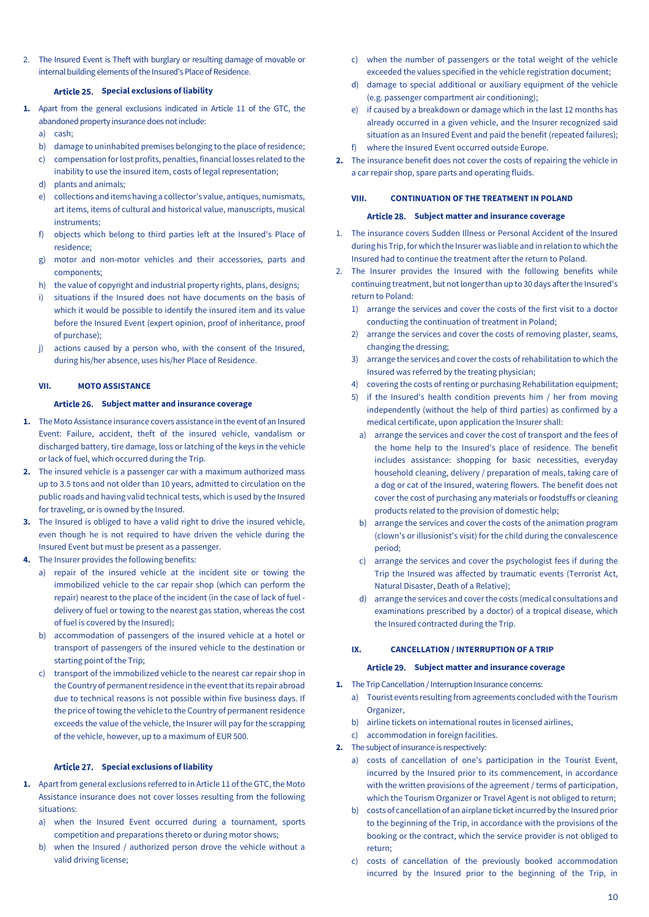2. The Insured Event is Theft with burglary or resulting damage of movable or internal building elements of the Insured's Place of Residence.

#### Article 25. Special exclusions of liability

1. Apart from the general exclusions included in Article 11 of the GTC, the abandoned property insurance does not include:
   a) cash;
   b) damage to uninhabited premises belonging to the place of residence;
   c) compensation for lost profits, penalties, financial losses related to the inability to use the insured item, costs of legal representation;
   d) plants and animals;
   e) collections and items having a collector's value, antiques, numismats, art items, items of cultural and historical value, manuscripts, musical instruments;
   f) objects which belong to third parties left at the Insured's Place of residence;
   g) motor and non-motor vehicles and their accessories, parts and components;
   h) the value of copyright and industrial property rights, plans, designs;
   i) situations if the Insured does not have documents on the basis of which it would be possible to identify the insured item and its value before the Insured Event (expert opinion, proof of inheritance, proof of purchase);
   j) actions caused by a person who, with the consent of the Insured, during his/her absence, uses his/her Place of Residence.

### VII. MOTO ASSISTANCE

#### Article 26. Subject matter and insurance coverage

1. The Moto Assistance insurance covers assistance in the event of an Insured Event: Failure, accident, theft of the insured vehicle, vandalism or discharged battery, tire damage, loss or latching of the keys in the vehicle or lack of fuel, which occurred during the Trip.
2. The insured vehicle is a passenger car with a maximum authorized mass up to 3.5 tons and not older than 10 years, admitted to circulation on the public roads and having valid technical tests, which is used by the Insured for traveling, or is owned by the Insured.
3. The Insured is obliged to have a valid right to drive the insured vehicle, even though he is not required to have driven the vehicle during the Insured Event but must be present as a passenger.
4. The Insurer provides the following benefits:
   a) repair of the insured vehicle at the incident site or towing the immobilized vehicle to the car repair shop (which can perform the repair) nearest to the place of the incident (in the case of lack of fuel - delivery of fuel or towing to the nearest gas station, whereas the cost of fuel is covered by the Insured);
   b) accommodation of passengers of the insured vehicle at a hotel or transport of passengers of the insured vehicle to the destination or starting point of the Trip;
   c) transport of the immobilized vehicle to the nearest car repair shop in the Country of permanent residence in the event that its repair abroad due to technical reasons is not possible within five business days. If the price of towing the vehicle to the Country of permanent residence exceeds the value of the vehicle, the Insurer will pay for the scrapping of the vehicle, however, up to a maximum of EUR 500.

#### Article 27. Special exclusions of liability

1. Apart from general exclusions referred to in Article 11 of the GTC, the Moto Assistance insurance does not cover losses resulting from the following situations:
   a) when the Insured Event occurred during a tournament, sports competition and preparations thereto or during motor shows;
   b) when the Insured / authorized person drove the vehicle without a valid driving license;
   c) when the number of passengers or the total weight of the vehicle exceeded the values specified in the vehicle registration document;
   d) damage to special additional or auxiliary equipment of the vehicle (e.g. passenger compartment air conditioning);
   e) if caused by a breakdown or damage which in the last 12 months has already occurred in a given vehicle, and the Insurer recognized said situation as an Insured Event and paid the benefit (repeated failures);
   f) where the Insured Event occurred outside Europe.
2. The insurance benefit does not cover the costs of repairing the vehicle in a car repair shop, spare parts and operating fluids.

### VIII. CONTINUATION OF THE TREATMENT IN POLAND

#### Article 28. Subject matter and insurance coverage

1. The insurance covers Sudden Illness or Personal Accident of the Insured during his Trip, for which the Insurer was liable and in relation to which the Insured had to continue the treatment after the return to Poland.
2. The Insurer provides the Insured with the following benefits while continuing treatment, but not longer than up to 30 days after the Insured's return to Poland:
   1) arrange the services and cover the costs of the first visit to a doctor conducting the continuation of treatment in Poland;
   2) arrange the services and cover the costs of removing plaster, seams, changing the dressing;
   3) arrange the services and cover the costs of rehabilitation to which the Insured was referred by the treating physician;
   4) covering the costs of renting or purchasing Rehabilitation equipment;
   5) if the Insured's health condition prevents him / her from moving independently (without the help of third parties) as confirmed by a medical certificate, upon application the Insurer shall:
      a) arrange the services and cover the cost of transport and the fees of the home help to the Insured's place of residence. The benefit includes assistance: shopping for basic necessities, everyday household cleaning, delivery / preparation of meals, taking care of a dog or cat of the Insured, watering flowers. The benefit does not cover the cost of purchasing any materials or foodstuffs or cleaning products related to the provision of domestic help;
      b) arrange the services and cover the costs of the animation program (clown's or illusionist's visit) for the child during the convalescence period;
      c) arrange the services and cover the psychologist fees if during the Trip the Insured was affected by traumatic events (Terrorist Act, Natural Disaster, Death of a Relative);
      d) arrange the services and cover the costs (medical consultations and examinations prescribed by a doctor) of a tropical disease, which the Insured contracted during the Trip.

### IX. CANCELLATION / INTERRUPTION OF A TRIP

#### Article 29. Subject matter and insurance coverage

1. The Trip Cancellation / Interruption Insurance concerns:
   a) Tourist events resulting from agreements concluded with the Tourism Organizer,
   b) airline tickets on international routes in licensed airlines,
   c) accommodation in foreign facilities.
2. The subject of insurance is respectively:
   a) costs of cancellation of one's participation in the Tourist Event, incurred by the Insured prior to its commencement, in accordance with the written provisions of the agreement / terms of participation, which the Tourism Organizer or Travel Agent is not obliged to return;
   b) costs of cancellation of an airplane ticket incurred by the Insured prior to the beginning of the Trip, in accordance with the provisions of the booking or the contract, which the service provider is not obliged to return;
   c) costs of cancellation of the previously booked accommodation incurred by the Insured prior to the beginning of the Trip, in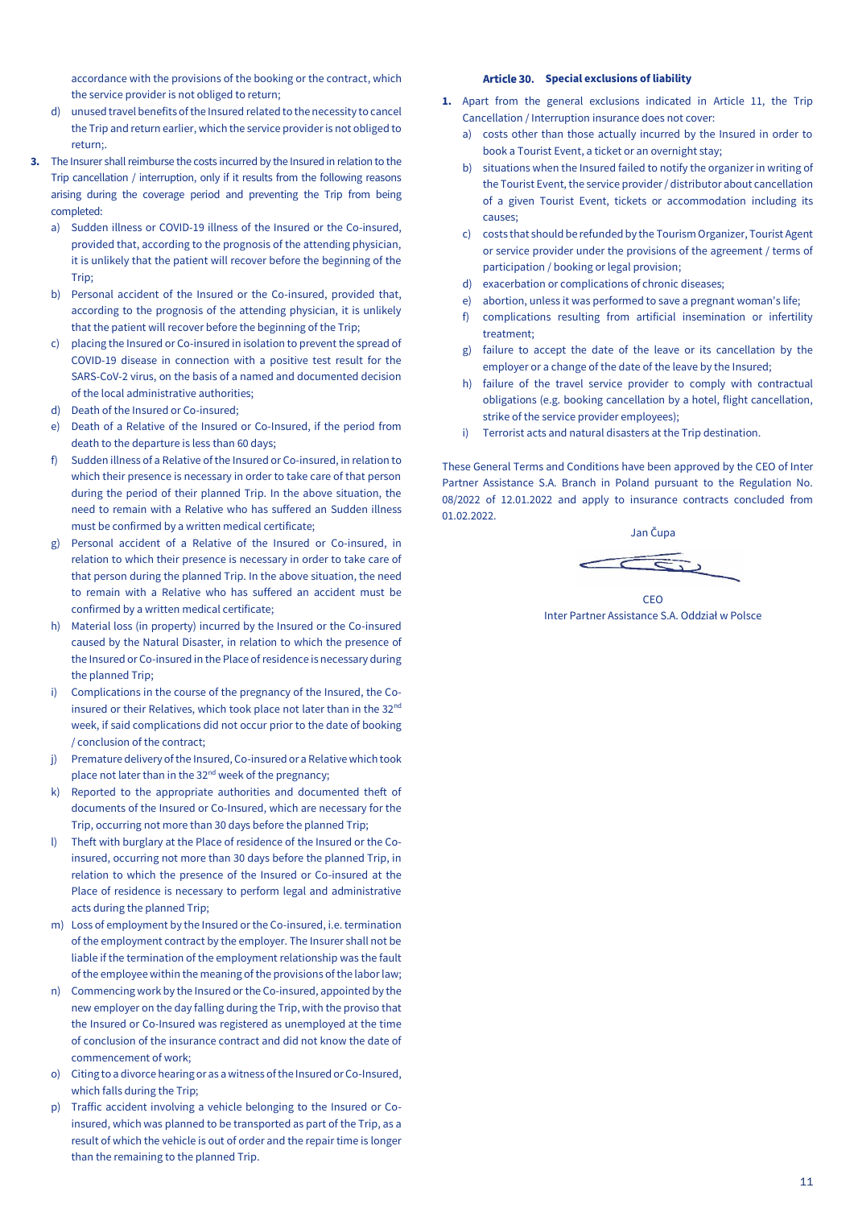accordance with the provisions of the booking or the contract, which the service provider is not obliged to return;

d) unused travel benefits of the Insured related to the necessity to cancel the Trip and return earlier, which the service provider is not obliged to return;.

**3.** The Insurer shall reimburse the costs incurred by the Insured in relation to the Trip cancellation / interruption, only if it results from the following reasons arising during the coverage period and preventing the Trip from being completed:

a) Sudden illness or COVID-19 illness of the Insured or the Co-insured, provided that, according to the prognosis of the attending physician, it is unlikely that the patient will recover before the beginning of the Trip;
b) Personal accident of the Insured or the Co-insured, provided that, according to the prognosis of the attending physician, it is unlikely that the patient will recover before the beginning of the Trip;
c) placing the Insured or Co-insured in isolation to prevent the spread of COVID-19 disease in connection with a positive test result for the SARS-CoV-2 virus, on the basis of a named and documented decision of the local administrative authorities;
d) Death of the Insured or Co-insured;
e) Death of a Relative of the Insured or Co-Insured, if the period from death to the departure is less than 60 days;
f) Sudden illness of a Relative of the Insured or Co-insured, in relation to which their presence is necessary in order to take care of that person during the period of their planned Trip. In the above situation, the need to remain with a Relative who has suffered an Sudden illness must be confirmed by a written medical certificate;
g) Personal accident of a Relative of the Insured or Co-insured, in relation to which their presence is necessary in order to take care of that person during the planned Trip. In the above situation, the need to remain with a Relative who has suffered an accident must be confirmed by a written medical certificate;
h) Material loss (in property) incurred by the Insured or the Co-insured caused by the Natural Disaster, in relation to which the presence of the Insured or Co-insured in the Place of residence is necessary during the planned Trip;
i) Complications in the course of the pregnancy of the Insured, the Co-insured or their Relatives, which took place not later than in the 32nd week, if said complications did not occur prior to the date of booking / conclusion of the contract;
j) Premature delivery of the Insured, Co-insured or a Relative which took place not later than in the 32nd week of the pregnancy;
k) Reported to the appropriate authorities and documented theft of documents of the Insured or Co-Insured, which are necessary for the Trip, occurring not more than 30 days before the planned Trip;
l) Theft with burglary at the Place of residence of the Insured or the Co-insured, occurring not more than 30 days before the planned Trip, in relation to which the presence of the Insured or Co-insured at the Place of residence is necessary to perform legal and administrative acts during the planned Trip;
m) Loss of employment by the Insured or the Co-insured, i.e. termination of the employment contract by the employer. The Insurer shall not be liable if the termination of the employment relationship was the fault of the employee within the meaning of the provisions of the labor law;
n) Commencing work by the Insured or the Co-insured, appointed by the new employer on the day falling during the Trip, with the proviso that the Insured or Co-Insured was registered as unemployed at the time of conclusion of the insurance contract and did not know the date of commencement of work;
o) Citing to a divorce hearing or as a witness of the Insured or Co-Insured, which falls during the Trip;
p) Traffic accident involving a vehicle belonging to the Insured or Co-insured, which was planned to be transported as part of the Trip, as a result of which the vehicle is out of order and the repair time is longer than the remaining to the planned Trip.

### Article 30. Special exclusions of liability

**1.** Apart from the general exclusions indicated in Article 11, the Trip Cancellation / Interruption insurance does not cover:

a) costs other than those actually incurred by the Insured in order to book a Tourist Event, a ticket or an overnight stay;
b) situations when the Insured failed to notify the organizer in writing of the Tourist Event, the service provider / distributor about cancellation of a given Tourist Event, tickets or accommodation including its causes;
c) costs that should be refunded by the Tourism Organizer, Tourist Agent or service provider under the provisions of the agreement / terms of participation / booking or legal provision;
d) exacerbation or complications of chronic diseases;
e) abortion, unless it was performed to save a pregnant woman's life;
f) complications resulting from artificial insemination or infertility treatment;
g) failure to accept the date of the leave or its cancellation by the employer or a change of the date of the leave by the Insured;
h) failure of the travel service provider to comply with contractual obligations (e.g. booking cancellation by a hotel, flight cancellation, strike of the service provider employees);
i) Terrorist acts and natural disasters at the Trip destination.

These General Terms and Conditions have been approved by the CEO of Inter Partner Assistance S.A. Branch in Poland pursuant to the Regulation No. 08/2022 of 12.01.2022 and apply to insurance contracts concluded from 01.02.2022.

Jan Čupa

CEO
Inter Partner Assistance S.A. Oddział w Polsce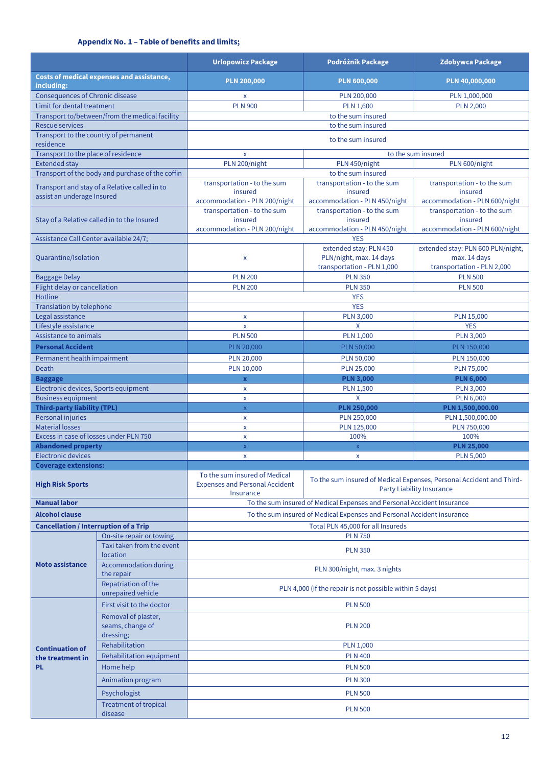### Appendix No. 1 – Table of benefits and limits;

| | | Urlopowicz Package | Podróżnik Package | Zdobywca Package |
|---|---|---|---|---|
| **Costs of medical expenses and assistance, including:** | | **PLN 200,000** | **PLN 600,000** | **PLN 40,000,000** |
| Consequences of Chronic disease | | x | PLN 200,000 | PLN 1,000,000 |
| Limit for dental treatment | | PLN 900 | PLN 1,600 | PLN 2,000 |
| Transport to/between/from the medical facility | | to the sum insured | | |
| Rescue services | | to the sum insured | | |
| Transport to the country of permanent residence | | to the sum insured | | |
| Transport to the place of residence | | x | to the sum insured | |
| Extended stay | | PLN 200/night | PLN 450/night | PLN 600/night |
| Transport of the body and purchase of the coffin | | to the sum insured | | |
| Transport and stay of a Relative called in to assist an underage Insured | | transportation - to the sum insured accommodation - PLN 200/night | transportation - to the sum insured accommodation - PLN 450/night | transportation - to the sum insured accommodation - PLN 600/night |
| Stay of a Relative called in to the Insured | | transportation - to the sum insured accommodation - PLN 200/night | transportation - to the sum insured accommodation - PLN 450/night | transportation - to the sum insured accommodation - PLN 600/night |
| Assistance Call Center available 24/7; | | YES | | |
| Quarantine/Isolation | | x | extended stay: PLN 450 PLN/night, max. 14 days transportation - PLN 1,000 | extended stay: PLN 600 PLN/night, max. 14 days transportation - PLN 2,000 |
| Baggage Delay | | PLN 200 | PLN 350 | PLN 500 |
| Flight delay or cancellation | | PLN 200 | PLN 350 | PLN 500 |
| Hotline | | YES | | |
| Translation by telephone | | YES | | |
| Legal assistance | | x | PLN 3,000 | PLN 15,000 |
| Lifestyle assistance | | x | X | YES |
| Assistance to animals | | PLN 500 | PLN 1,000 | PLN 3,000 |
| **Personal Accident** | | PLN 20,000 | PLN 50,000 | PLN 150,000 |
| Permanent health impairment | | PLN 20,000 | PLN 50,000 | PLN 150,000 |
| Death | | PLN 10,000 | PLN 25,000 | PLN 75,000 |
| **Baggage** | | **x** | **PLN 3,000** | **PLN 6,000** |
| Electronic devices, Sports equipment | | x | PLN 1,500 | PLN 3,000 |
| Business equipment | | x | X | PLN 6,000 |
| **Third-party liability (TPL)** | | x | **PLN 250,000** | **PLN 1,500,000.00** |
| Personal injuries | | x | PLN 250,000 | PLN 1,500,000.00 |
| Material losses | | x | PLN 125,000 | PLN 750,000 |
| Excess in case of losses under PLN 750 | | x | 100% | 100% |
| **Abandoned property** | | x | x | **PLN 25,000** |
| Electronic devices | | x | x | PLN 5,000 |
| **Coverage extensions:** | | | | |
| **High Risk Sports** | | To the sum insured of Medical Expenses and Personal Accident Insurance | To the sum insured of Medical Expenses, Personal Accident and Third-Party Liability Insurance | |
| **Manual labor** | | To the sum insured of Medical Expenses and Personal Accident Insurance | | |
| **Alcohol clause** | | To the sum insured of Medical Expenses and Personal Accident insurance | | |
| **Cancellation / Interruption of a Trip** | | Total PLN 45,000 for all Insureds | | |
| **Moto assistance** | On-site repair or towing | PLN 750 | | |
| | Taxi taken from the event location | PLN 350 | | |
| | Accommodation during the repair | PLN 300/night, max. 3 nights | | |
| | Repatriation of the unrepaired vehicle | PLN 4,000 (if the repair is not possible within 5 days) | | |
| **Continuation of the treatment in PL** | First visit to the doctor | PLN 500 | | |
| | Removal of plaster, seams, change of dressing; | PLN 200 | | |
| | Rehabilitation | PLN 1,000 | | |
| | Rehabilitation equipment | PLN 400 | | |
| | Home help | PLN 500 | | |
| | Animation program | PLN 300 | | |
| | Psychologist | PLN 500 | | |
| | Treatment of tropical disease | PLN 500 | | |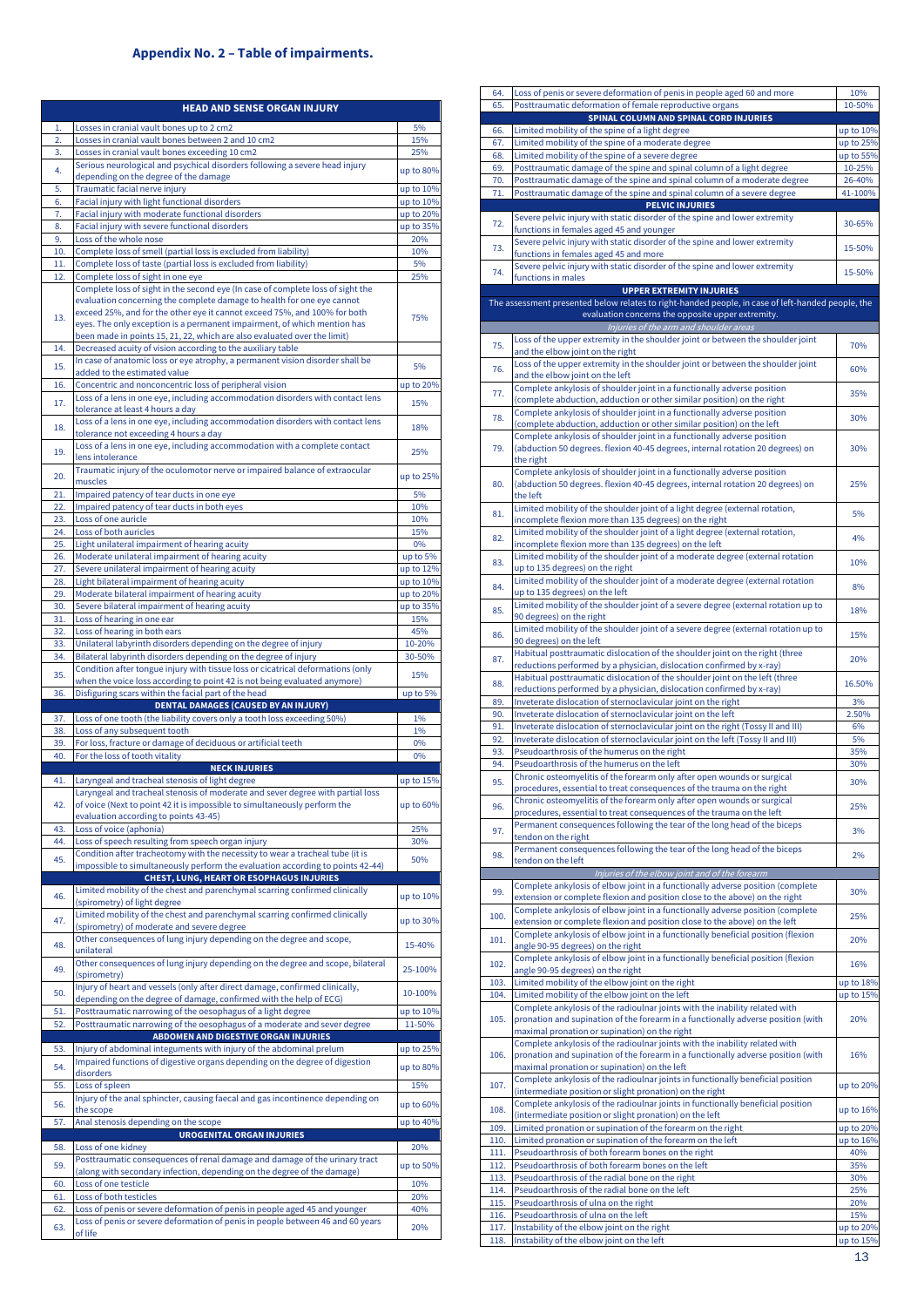## Appendix No. 2 – Table of impairments.

| | HEAD AND SENSE ORGAN INJURY | |
|---|---|---|
| 1. | Losses in cranial vault bones up to 2 cm2 | 5% |
| 2. | Losses in cranial vault bones between 2 and 10 cm2 | 15% |
| 3. | Losses in cranial vault bones exceeding 10 cm2 | 25% |
| 4. | Serious neurological and psychical disorders following a severe head injury depending on the degree of the damage | up to 80% |
| 5. | Traumatic facial nerve injury | up to 10% |
| 6. | Facial injury with light functional disorders | up to 10% |
| 7. | Facial injury with moderate functional disorders | up to 20% |
| 8. | Facial injury with severe functional disorders | up to 35% |
| 9. | Loss of the whole nose | 20% |
| 10. | Complete loss of smell (partial loss is excluded from liability) | 10% |
| 11. | Complete loss of taste (partial loss is excluded from liability) | 5% |
| 12. | Complete loss of sight in one eye | 25% |
| 13. | Complete loss of sight in the second eye (In case of complete loss of sight the evaluation concerning the complete damage to health for one eye cannot exceed 25%, and for the other eye it cannot exceed 75%, and 100% for both eyes. The only exception is a permanent impairment, of which mention has been made in points 15, 21, 22, which are also evaluated over the limit) | 75% |
| 14. | Decreased acuity of vision according to the auxiliary table | |
| 15. | In case of anatomic loss or eye atrophy, a permanent vision disorder shall be added to the estimated value | 5% |
| 16. | Concentric and nonconcentric loss of peripheral vision | up to 20% |
| 17. | Loss of a lens in one eye, including accommodation disorders with contact lens tolerance at least 4 hours a day | 15% |
| 18. | Loss of a lens in one eye, including accommodation disorders with contact lens tolerance not exceeding 4 hours a day | 18% |
| 19. | Loss of a lens in one eye, including accommodation with a complete contact lens intolerance | 25% |
| 20. | Traumatic injury of the oculomotor nerve or impaired balance of extraocular muscles | up to 25% |
| 21. | Impaired patency of tear ducts in one eye | 5% |
| 22. | Impaired patency of tear ducts in both eyes | 10% |
| 23. | Loss of one auricle | 10% |
| 24. | Loss of both auricles | 15% |
| 25. | Light unilateral impairment of hearing acuity | 0% |
| 26. | Moderate unilateral impairment of hearing acuity | up to 5% |
| 27. | Severe unilateral impairment of hearing acuity | up to 12% |
| 28. | Light bilateral impairment of hearing acuity | up to 10% |
| 29. | Moderate bilateral impairment of hearing acuity | up to 20% |
| 30. | Severe bilateral impairment of hearing acuity | up to 35% |
| 31. | Loss of hearing in one ear | 15% |
| 32. | Loss of hearing in both ears | 45% |
| 33. | Unilateral labyrinth disorders depending on the degree of injury | 10-20% |
| 34. | Bilateral labyrinth disorders depending on the degree of injury | 30-50% |
| 35. | Condition after tongue injury with tissue loss or cicatrical deformations (only when the voice loss according to point 42 is not being evaluated anymore) | 15% |
| 36. | Disfiguring scars within the facial part of the head | up to 5% |
| | **DENTAL DAMAGES (CAUSED BY AN INJURY)** | |
| 37. | Loss of one tooth (the liability covers only a tooth loss exceeding 50%) | 1% |
| 38. | Loss of any subsequent tooth | 1% |
| 39. | For loss, fracture or damage of deciduous or artificial teeth | 0% |
| 40. | For the loss of tooth vitality | 0% |
| | **NECK INJURIES** | |
| 41. | Laryngeal and tracheal stenosis of light degree | up to 15% |
| 42. | Laryngeal and tracheal stenosis of moderate and sever degree with partial loss of voice (Next to point 42 it is impossible to simultaneously perform the evaluation according to points 43-45) | up to 60% |
| 43. | Loss of voice (aphonia) | 25% |
| 44. | Loss of speech resulting from speech organ injury | 30% |
| 45. | Condition after tracheotomy with the necessity to wear a tracheal tube (it is impossible to simultaneously perform the evaluation according to points 42-44) | 50% |
| | **CHEST, LUNG, HEART OR ESOPHAGUS INJURIES** | |
| 46. | Limited mobility of the chest and parenchymal scarring confirmed clinically (spirometry) of light degree | up to 10% |
| 47. | Limited mobility of the chest and parenchymal scarring confirmed clinically (spirometry) of moderate and severe degree | up to 30% |
| 48. | Other consequences of lung injury depending on the degree and scope, unilateral | 15-40% |
| 49. | Other consequences of lung injury depending on the degree and scope, bilateral (spirometry) | 25-100% |
| 50. | Injury of heart and vessels (only after direct damage, confirmed clinically, depending on the degree of damage, confirmed with the help of ECG) | 10-100% |
| 51. | Posttraumatic narrowing of the oesophagus of a light degree | up to 10% |
| 52. | Posttraumatic narrowing of the oesophagus of a moderate and sever degree | 11-50% |
| | **ABDOMEN AND DIGESTIVE ORGAN INJURIES** | |
| 53. | Injury of abdominal integuments with injury of the abdominal prelum | up to 25% |
| 54. | Impaired functions of digestive organs depending on the degree of digestion disorders | up to 80% |
| 55. | Loss of spleen | 15% |
| 56. | Injury of the anal sphincter, causing faecal and gas incontinence depending on the scope | up to 60% |
| 57. | Anal stenosis depending on the scope | up to 40% |
| | **UROGENITAL ORGAN INJURIES** | |
| 58. | Loss of one kidney | 20% |
| 59. | Posttraumatic consequences of renal damage and damage of the urinary tract (along with secondary infection, depending on the degree of the damage) | up to 50% |
| 60. | Loss of one testicle | 10% |
| 61. | Loss of both testicles | 20% |
| 62. | Loss of penis or severe deformation of penis in people aged 45 and younger | 40% |
| 63. | Loss of penis or severe deformation of penis in people between 46 and 60 years of life | 20% |
| 64. | Loss of penis or severe deformation of penis in people aged 60 and more | 10% |
| 65. | Posttraumatic deformation of female reproductive organs | 10-50% |
| | **SPINAL COLUMN AND SPINAL CORD INJURIES** | |
| 66. | Limited mobility of the spine of a light degree | up to 10% |
| 67. | Limited mobility of the spine of a moderate degree | up to 25% |
| 68. | Limited mobility of the spine of a severe degree | up to 55% |
| 69. | Posttraumatic damage of the spine and spinal column of a light degree | 10-25% |
| 70. | Posttraumatic damage of the spine and spinal column of a moderate degree | 26-40% |
| 71. | Posttraumatic damage of the spine and spinal column of a severe degree | 41-100% |
| | **PELVIC INJURIES** | |
| 72. | Severe pelvic injury with static disorder of the spine and lower extremity functions in females aged 45 and younger | 30-65% |
| 73. | Severe pelvic injury with static disorder of the spine and lower extremity functions in females aged 45 and more | 15-50% |
| 74. | Severe pelvic injury with static disorder of the spine and lower extremity functions in males | 15-50% |
| | **UPPER EXTREMITY INJURIES** | |
| | The assessment presented below relates to right-handed people, in case of left-handed people, the evaluation concerns the opposite upper extremity. | |
| | *Injuries of the arm and shoulder areas* | |
| 75. | Loss of the upper extremity in the shoulder joint or between the shoulder joint and the elbow joint on the right | 70% |
| 76. | Loss of the upper extremity in the shoulder joint or between the shoulder joint and the elbow joint on the left | 60% |
| 77. | Complete ankylosis of shoulder joint in a functionally adverse position (complete abduction, adduction or other similar position) on the right | 35% |
| 78. | Complete ankylosis of shoulder joint in a functionally adverse position (complete abduction, adduction or other similar position) on the left | 30% |
| 79. | Complete ankylosis of shoulder joint in a functionally adverse position (abduction 50 degrees. flexion 40-45 degrees, internal rotation 20 degrees) on the right | 30% |
| 80. | Complete ankylosis of shoulder joint in a functionally adverse position (abduction 50 degrees. flexion 40-45 degrees, internal rotation 20 degrees) on the left | 25% |
| 81. | Limited mobility of the shoulder joint of a light degree (external rotation, incomplete flexion more than 135 degrees) on the right | 5% |
| 82. | Limited mobility of the shoulder joint of a light degree (external rotation, incomplete flexion more than 135 degrees) on the left | 4% |
| 83. | Limited mobility of the shoulder joint of a moderate degree (external rotation up to 135 degrees) on the right | 10% |
| 84. | Limited mobility of the shoulder joint of a moderate degree (external rotation up to 135 degrees) on the left | 8% |
| 85. | Limited mobility of the shoulder joint of a severe degree (external rotation up to 90 degrees) on the right | 18% |
| 86. | Limited mobility of the shoulder joint of a severe degree (external rotation up to 90 degrees) on the left | 15% |
| 87. | Habitual posttraumatic dislocation of the shoulder joint on the right (three reductions performed by a physician, dislocation confirmed by x-ray) | 20% |
| 88. | Habitual posttraumatic dislocation of the shoulder joint on the left (three reductions performed by a physician, dislocation confirmed by x-ray) | 16.50% |
| 89. | Inveterate dislocation of sternoclavicular joint on the right | 3% |
| 90. | Inveterate dislocation of sternoclavicular joint on the left | 2.50% |
| 91. | Inveterate dislocation of sternoclavicular joint on the right (Tossy II and III) | 6% |
| 92. | Inveterate dislocation of sternoclavicular joint on the left (Tossy II and III) | 5% |
| 93. | Pseudoarthrosis of the humerus on the right | 35% |
| 94. | Pseudoarthrosis of the humerus on the left | 30% |
| 95. | Chronic osteomyelitis of the forearm only after open wounds or surgical procedures, essential to treat consequences of the trauma on the right | 30% |
| 96. | Chronic osteomyelitis of the forearm only after open wounds or surgical procedures, essential to treat consequences of the trauma on the left | 25% |
| 97. | Permanent consequences following the tear of the long head of the biceps tendon on the right | 3% |
| 98. | Permanent consequences following the tear of the long head of the biceps tendon on the left | 2% |
| | *Injuries of the elbow joint and of the forearm* | |
| 99. | Complete ankylosis of elbow joint in a functionally adverse position (complete extension or complete flexion and position close to the above) on the right | 30% |
| 100. | Complete ankylosis of elbow joint in a functionally adverse position (complete extension or complete flexion and position close to the above) on the left | 25% |
| 101. | Complete ankylosis of elbow joint in a functionally beneficial position (flexion angle 90-95 degrees) on the right | 20% |
| 102. | Complete ankylosis of elbow joint in a functionally beneficial position (flexion angle 90-95 degrees) on the right | 16% |
| 103. | Limited mobility of the elbow joint on the right | up to 18% |
| 104. | Limited mobility of the elbow joint on the left | up to 15% |
| 105. | Complete ankylosis of the radioulnar joints with the inability related with pronation and supination of the forearm in a functionally adverse position (with maximal pronation or supination) on the right | 20% |
| 106. | Complete ankylosis of the radioulnar joints with the inability related with pronation and supination of the forearm in a functionally adverse position (with maximal pronation or supination) on the left | 16% |
| 107. | Complete ankylosis of the radioulnar joints in functionally beneficial position (intermediate position or slight pronation) on the right | up to 20% |
| 108. | Complete ankylosis of the radioulnar joints in functionally beneficial position (intermediate position or slight pronation) on the left | up to 16% |
| 109. | Limited pronation or supination of the forearm on the right | up to 20% |
| 110. | Limited pronation or supination of the forearm on the left | up to 16% |
| 111. | Pseudoarthrosis of both forearm bones on the right | 40% |
| 112. | Pseudoarthrosis of both forearm bones on the left | 35% |
| 113. | Pseudoarthrosis of the radial bone on the right | 30% |
| 114. | Pseudoarthrosis of the radial bone on the left | 25% |
| 115. | Pseudoarthrosis of ulna on the right | 20% |
| 116. | Pseudoarthrosis of ulna on the left | 15% |
| 117. | Instability of the elbow joint on the right | up to 20% |
| 118. | Instability of the elbow joint on the left | up to 15% |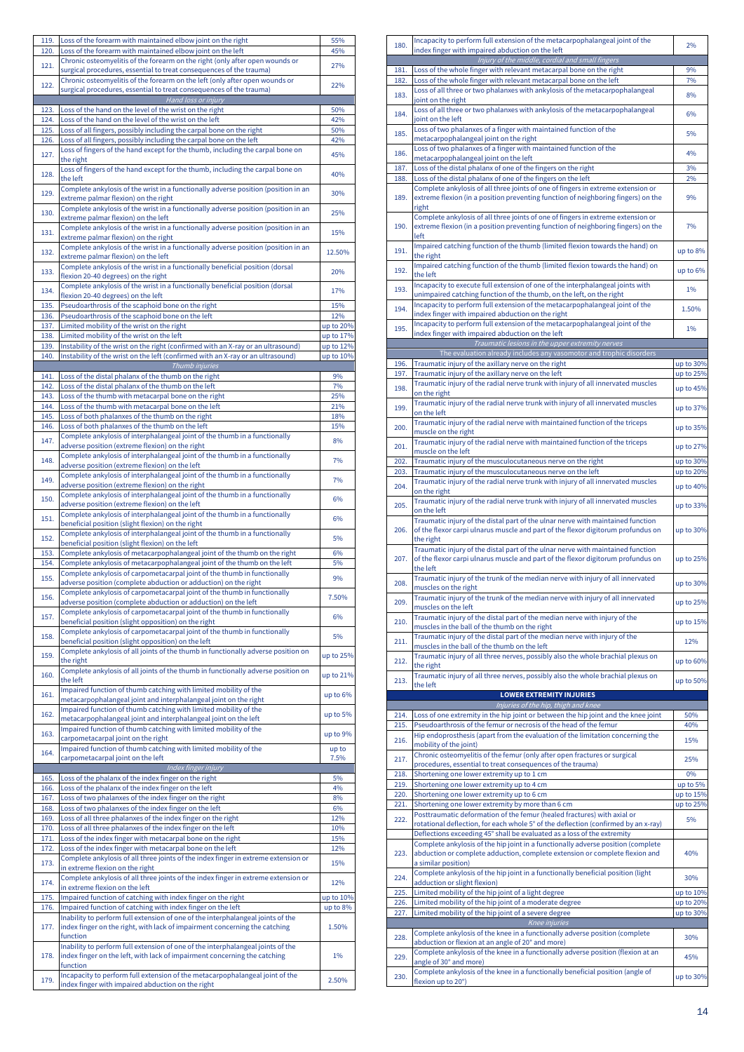| | | |
|---|---|---|
| 119. | Loss of the forearm with maintained elbow joint on the right | 55% |
| 120. | Loss of the forearm with maintained elbow joint on the left | 45% |
| 121. | Chronic osteomyelitis of the forearm on the right (only after open wounds or surgical procedures, essential to treat consequences of the trauma) | 27% |
| 122. | Chronic osteomyelitis of the forearm on the left (only after open wounds or surgical procedures, essential to treat consequences of the trauma) | 22% |
| | *Hand loss or injury* | |
| 123. | Loss of the hand on the level of the wrist on the right | 50% |
| 124. | Loss of the hand on the level of the wrist on the left | 42% |
| 125. | Loss of all fingers, possibly including the carpal bone on the right | 50% |
| 126. | Loss of all fingers, possibly including the carpal bone on the left | 42% |
| 127. | Loss of fingers of the hand except for the thumb, including the carpal bone on the right | 45% |
| 128. | Loss of fingers of the hand except for the thumb, including the carpal bone on the left | 40% |
| 129. | Complete ankylosis of the wrist in a functionally adverse position (position in an extreme palmar flexion) on the right | 30% |
| 130. | Complete ankylosis of the wrist in a functionally adverse position (position in an extreme palmar flexion) on the left | 25% |
| 131. | Complete ankylosis of the wrist in a functionally adverse position (position in an extreme palmar flexion) on the right | 15% |
| 132. | Complete ankylosis of the wrist in a functionally adverse position (position in an extreme palmar flexion) on the left | 12.50% |
| 133. | Complete ankylosis of the wrist in a functionally beneficial position (dorsal flexion 20-40 degrees) on the right | 20% |
| 134. | Complete ankylosis of the wrist in a functionally beneficial position (dorsal flexion 20-40 degrees) on the left | 17% |
| 135. | Pseudoarthrosis of the scaphoid bone on the right | 15% |
| 136. | Pseudoarthrosis of the scaphoid bone on the left | 12% |
| 137. | Limited mobility of the wrist on the right | up to 20% |
| 138. | Limited mobility of the wrist on the left | up to 17% |
| 139. | Instability of the wrist on the right (confirmed with an X-ray or an ultrasound) | up to 12% |
| 140. | Instability of the wrist on the left (confirmed with an X-ray or an ultrasound) | up to 10% |
| | *Thumb injuries* | |
| 141. | Loss of the distal phalanx of the thumb on the right | 9% |
| 142. | Loss of the distal phalanx of the thumb on the left | 7% |
| 143. | Loss of the thumb with metacarpal bone on the right | 25% |
| 144. | Loss of the thumb with metacarpal bone on the left | 21% |
| 145. | Loss of both phalanxes of the thumb on the right | 18% |
| 146. | Loss of both phalanxes of the thumb on the left | 15% |
| 147. | Complete ankylosis of interphalangeal joint of the thumb in a functionally adverse position (extreme flexion) on the right | 8% |
| 148. | Complete ankylosis of interphalangeal joint of the thumb in a functionally adverse position (extreme flexion) on the left | 7% |
| 149. | Complete ankylosis of interphalangeal joint of the thumb in a functionally adverse position (extreme flexion) on the right | 7% |
| 150. | Complete ankylosis of interphalangeal joint of the thumb in a functionally adverse position (extreme flexion) on the left | 6% |
| 151. | Complete ankylosis of interphalangeal joint of the thumb in a functionally beneficial position (slight flexion) on the right | 6% |
| 152. | Complete ankylosis of interphalangeal joint of the thumb in a functionally beneficial position (slight flexion) on the left | 5% |
| 153. | Complete ankylosis of metacarpophalangeal joint of the thumb on the right | 6% |
| 154. | Complete ankylosis of metacarpophalangeal joint of the thumb on the left | 5% |
| 155. | Complete ankylosis of carpometacarpal joint of the thumb in functionally adverse position (complete abduction or adduction) on the right | 9% |
| 156. | Complete ankylosis of carpometacarpal joint of the thumb in functionally adverse position (complete abduction or adduction) on the left | 7.50% |
| 157. | Complete ankylosis of carpometacarpal joint of the thumb in functionally beneficial position (slight opposition) on the right | 6% |
| 158. | Complete ankylosis of carpometacarpal joint of the thumb in functionally beneficial position (slight opposition) on the left | 5% |
| 159. | Complete ankylosis of all joints of the thumb in functionally adverse position on the right | up to 25% |
| 160. | Complete ankylosis of all joints of the thumb in functionally adverse position on the left | up to 21% |
| 161. | Impaired function of thumb catching with limited mobility of the metacarpophalangeal joint and interphalangeal joint on the right | up to 6% |
| 162. | Impaired function of thumb catching with limited mobility of the metacarpophalangeal joint and interphalangeal joint on the left | up to 5% |
| 163. | Impaired function of thumb catching with limited mobility of the carpometacarpal joint on the right | up to 9% |
| 164. | Impaired function of thumb catching with limited mobility of the carpometacarpal joint on the left | up to 7.5% |
| | *Index finger injury* | |
| 165. | Loss of the phalanx of the index finger on the right | 5% |
| 166. | Loss of the phalanx of the index finger on the left | 4% |
| 167. | Loss of two phalanxes of the index finger on the right | 8% |
| 168. | Loss of two phalanxes of the index finger on the left | 6% |
| 169. | Loss of all three phalanxes of the index finger on the right | 12% |
| 170. | Loss of all three phalanxes of the index finger on the left | 10% |
| 171. | Loss of the index finger with metacarpal bone on the right | 15% |
| 172. | Loss of the index finger with metacarpal bone on the left | 12% |
| 173. | Complete ankylosis of all three joints of the index finger in extreme extension or in extreme flexion on the right | 15% |
| 174. | Complete ankylosis of all three joints of the index finger in extreme extension or in extreme flexion on the left | 12% |
| 175. | Impaired function of catching with index finger on the right | up to 10% |
| 176. | Impaired function of catching with index finger on the left | up to 8% |
| 177. | Inability to perform full extension of one of the interphalangeal joints of the index finger on the right, with lack of impairment concerning the catching function | 1.50% |
| 178. | Inability to perform full extension of one of the interphalangeal joints of the index finger on the left, with lack of impairment concerning the catching function | 1% |
| 179. | Incapacity to perform full extension of the metacarpophalangeal joint of the index finger with impaired abduction on the right | 2.50% |
| 180. | Incapacity to perform full extension of the metacarpophalangeal joint of the index finger with impaired abduction on the left | 2% |
| | *Injury of the middle, cordial and small fingers* | |
| 181. | Loss of the whole finger with relevant metacarpal bone on the right | 9% |
| 182. | Loss of the whole finger with relevant metacarpal bone on the left | 7% |
| 183. | Loss of all three or two phalanxes with ankylosis of the metacarpophalangeal joint on the right | 8% |
| 184. | Loss of all three or two phalanxes with ankylosis of the metacarpophalangeal joint on the left | 6% |
| 185. | Loss of two phalanxes of a finger with maintained function of the metacarpophalangeal joint on the right | 5% |
| 186. | Loss of two phalanxes of a finger with maintained function of the metacarpophalangeal joint on the left | 4% |
| 187. | Loss of the distal phalanx of one of the fingers on the right | 3% |
| 188. | Loss of the distal phalanx of one of the fingers on the left | 2% |
| 189. | Complete ankylosis of all three joints of one of fingers in extreme extension or extreme flexion (in a position preventing function of neighboring fingers) on the right | 9% |
| 190. | Complete ankylosis of all three joints of one of fingers in extreme extension or extreme flexion (in a position preventing function of neighboring fingers) on the left | 7% |
| 191. | Impaired catching function of the thumb (limited flexion towards the hand) on the right | up to 8% |
| 192. | Impaired catching function of the thumb (limited flexion towards the hand) on the left | up to 6% |
| 193. | Incapacity to execute full extension of one of the interphalangeal joints with unimpaired catching function of the thumb, on the left, on the right | 1% |
| 194. | Incapacity to perform full extension of the metacarpophalangeal joint of the index finger with impaired abduction on the right | 1.50% |
| 195. | Incapacity to perform full extension of the metacarpophalangeal joint of the index finger with impaired abduction on the left | 1% |
| | *Traumatic lesions in the upper extremity nerves* | |
| | The evaluation already includes any vasomotor and trophic disorders | |
| 196. | Traumatic injury of the axillary nerve on the right | up to 30% |
| 197. | Traumatic injury of the axillary nerve on the left | up to 25% |
| 198. | Traumatic injury of the radial nerve trunk with injury of all innervated muscles on the right | up to 45% |
| 199. | Traumatic injury of the radial nerve trunk with injury of all innervated muscles on the left | up to 37% |
| 200. | Traumatic injury of the radial nerve with maintained function of the triceps muscle on the right | up to 35% |
| 201. | Traumatic injury of the radial nerve with maintained function of the triceps muscle on the left | up to 27% |
| 202. | Traumatic injury of the musculocutaneous nerve on the right | up to 30% |
| 203. | Traumatic injury of the musculocutaneous nerve on the left | up to 20% |
| 204. | Traumatic injury of the radial nerve trunk with injury of all innervated muscles on the right | up to 40% |
| 205. | Traumatic injury of the radial nerve trunk with injury of all innervated muscles on the left | up to 33% |
| 206. | Traumatic injury of the distal part of the ulnar nerve with maintained function of the flexor carpi ulnarus muscle and part of the flexor digitorum profundus on the right | up to 30% |
| 207. | Traumatic injury of the distal part of the ulnar nerve with maintained function of the flexor carpi ulnarus muscle and part of the flexor digitorum profundus on the left | up to 25% |
| 208. | Traumatic injury of the trunk of the median nerve with injury of all innervated muscles on the right | up to 30% |
| 209. | Traumatic injury of the trunk of the median nerve with injury of all innervated muscles on the left | up to 25% |
| 210. | Traumatic injury of the distal part of the median nerve with injury of the muscles in the ball of the thumb on the right | up to 15% |
| 211. | Traumatic injury of the distal part of the median nerve with injury of the muscles in the ball of the thumb on the left | 12% |
| 212. | Traumatic injury of all three nerves, possibly also the whole brachial plexus on the right | up to 60% |
| 213. | Traumatic injury of all three nerves, possibly also the whole brachial plexus on the left | up to 50% |
| | **LOWER EXTREMITY INJURIES** | |
| | *Injuries of the hip, thigh and knee* | |
| 214. | Loss of one extremity in the hip joint or between the hip joint and the knee joint | 50% |
| 215. | Pseudoarthrosis of the femur or necrosis of the head of the femur | 40% |
| 216. | Hip endoprosthesis (apart from the evaluation of the limitation concerning the mobility of the joint) | 15% |
| 217. | Chronic osteomyelitis of the femur (only after open fractures or surgical procedures, essential to treat consequences of the trauma) | 25% |
| 218. | Shortening one lower extremity up to 1 cm | 0% |
| 219. | Shortening one lower extremity up to 4 cm | up to 5% |
| 220. | Shortening one lower extremity up to 6 cm | up to 15% |
| 221. | Shortening one lower extremity by more than 6 cm | up to 25% |
| 222. | Posttraumatic deformation of the femur (healed fractures) with axial or rotational deflection, for each whole 5° of the deflection (confirmed by an x-ray) | 5% |
| | Deflections exceeding 45° shall be evaluated as a loss of the extremity | |
| 223. | Complete ankylosis of the hip joint in a functionally adverse position (complete abduction or complete adduction, complete extension or complete flexion and a similar position) | 40% |
| 224. | Complete ankylosis of the hip joint in a functionally beneficial position (light adduction or slight flexion) | 30% |
| 225. | Limited mobility of the hip joint of a light degree | up to 10% |
| 226. | Limited mobility of the hip joint of a moderate degree | up to 20% |
| 227. | Limited mobility of the hip joint of a severe degree | up to 30% |
| | *Knee injuries* | |
| 228. | Complete ankylosis of the knee in a functionally adverse position (complete abduction or flexion at an angle of 20° and more) | 30% |
| 229. | Complete ankylosis of the knee in a functionally adverse position (flexion at an angle of 30° and more) | 45% |
| 230. | Complete ankylosis of the knee in a functionally beneficial position (angle of flexion up to 20°) | up to 30% |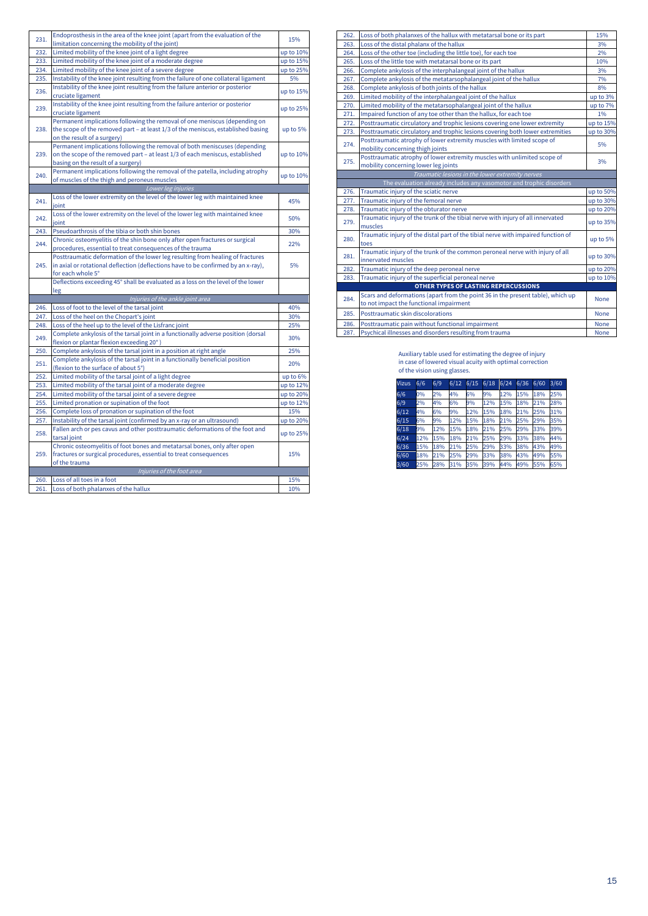| | | |
|---|---|---|
| 231. | Endoprosthesis in the area of the knee joint (apart from the evaluation of the limitation concerning the mobility of the joint) | 15% |
| 232. | Limited mobility of the knee joint of a light degree | up to 10% |
| 233. | Limited mobility of the knee joint of a moderate degree | up to 15% |
| 234. | Limited mobility of the knee joint of a severe degree | up to 25% |
| 235. | Instability of the knee joint resulting from the failure of one collateral ligament | 5% |
| 236. | Instability of the knee joint resulting from the failure anterior or posterior cruciate ligament | up to 15% |
| 239. | Instability of the knee joint resulting from the failure anterior or posterior cruciate ligament | up to 25% |
| 238. | Permanent implications following the removal of one meniscus (depending on the scope of the removed part – at least 1/3 of the meniscus, established basing on the result of a surgery) | up to 5% |
| 239. | Permanent implications following the removal of both meniscuses (depending on the scope of the removed part – at least 1/3 of each meniscus, established basing on the result of a surgery) | up to 10% |
| 240. | Permanent implications following the removal of the patella, including atrophy of muscles of the thigh and peroneus muscles | up to 10% |
| | *Lower leg injuries* | |
| 241. | Loss of the lower extremity on the level of the lower leg with maintained knee joint | 45% |
| 242. | Loss of the lower extremity on the level of the lower leg with maintained knee joint | 50% |
| 243. | Pseudoarthrosis of the tibia or both shin bones | 30% |
| 244. | Chronic osteomyelitis of the shin bone only after open fractures or surgical procedures, essential to treat consequences of the trauma | 22% |
| 245. | Posttraumatic deformation of the lower leg resulting from healing of fractures in axial or rotational deflection (deflections have to be confirmed by an x-ray), for each whole 5° | 5% |
| | Deflections exceeding 45° shall be evaluated as a loss on the level of the lower leg | |
| | *Injuries of the ankle joint area* | |
| 246. | Loss of foot to the level of the tarsal joint | 40% |
| 247. | Loss of the heel on the Chopart's joint | 30% |
| 248. | Loss of the heel up to the level of the Lisfranc joint | 25% |
| 249. | Complete ankylosis of the tarsal joint in a functionally adverse position (dorsal flexion or plantar flexion exceeding 20°) | 30% |
| 250. | Complete ankylosis of the tarsal joint in a position at right angle | 25% |
| 251. | Complete ankylosis of the tarsal joint in a functionally beneficial position (flexion to the surface of about 5°) | 20% |
| 252. | Limited mobility of the tarsal joint of a light degree | up to 6% |
| 253. | Limited mobility of the tarsal joint of a moderate degree | up to 12% |
| 254. | Limited mobility of the tarsal joint of a severe degree | up to 20% |
| 255. | Limited pronation or supination of the foot | up to 12% |
| 256. | Complete loss of pronation or supination of the foot | 15% |
| 257. | Instability of the tarsal joint (confirmed by an x-ray or an ultrasound) | up to 20% |
| 258. | Fallen arch or pes cavus and other posttraumatic deformations of the foot and tarsal joint | up to 25% |
| 259. | Chronic osteomyelitis of foot bones and metatarsal bones, only after open fractures or surgical procedures, essential to treat consequences of the trauma | 15% |
| | *Injuries of the foot area* | |
| 260. | Loss of all toes in a foot | 15% |
| 261. | Loss of both phalanxes of the hallux | 10% |
| 262. | Loss of both phalanxes of the hallux with metatarsal bone or its part | 15% |
| 263. | Loss of the distal phalanx of the hallux | 3% |
| 264. | Loss of the other toe (including the little toe), for each toe | 2% |
| 265. | Loss of the little toe with metatarsal bone or its part | 10% |
| 266. | Complete ankylosis of the interphalangeal joint of the hallux | 3% |
| 267. | Complete ankylosis of the metatarsophalangeal joint of the hallux | 7% |
| 268. | Complete ankylosis of both joints of the hallux | 8% |
| 269. | Limited mobility of the interphalangeal joint of the hallux | up to 3% |
| 270. | Limited mobility of the metatarsophalangeal joint of the hallux | up to 7% |
| 271. | Impaired function of any toe other than the hallux, for each toe | 1% |
| 272. | Posttraumatic circulatory and trophic lesions covering one lower extremity | up to 15% |
| 273. | Posttraumatic circulatory and trophic lesions covering both lower extremities | up to 30% |
| 274. | Posttraumatic atrophy of lower extremity muscles with limited scope of mobility concerning thigh joints | 5% |
| 275. | Posttraumatic atrophy of lower extremity muscles with unlimited scope of mobility concerning lower leg joints | 3% |
| | *Traumatic lesions in the lower extremity nerves* | |
| | The evaluation already includes any vasomotor and trophic disorders | |
| 276. | Traumatic injury of the sciatic nerve | up to 50% |
| 277. | Traumatic injury of the femoral nerve | up to 30% |
| 278. | Traumatic injury of the obturator nerve | up to 20% |
| 279. | Traumatic injury of the trunk of the tibial nerve with injury of all innervated muscles | up to 35% |
| 280. | Traumatic injury of the distal part of the tibial nerve with impaired function of toes | up to 5% |
| 281. | Traumatic injury of the trunk of the common peroneal nerve with injury of all innervated muscles | up to 30% |
| 282. | Traumatic injury of the deep peroneal nerve | up to 20% |
| 283. | Traumatic injury of the superficial peroneal nerve | up to 10% |
| | **OTHER TYPES OF LASTING REPERCUSSIONS** | |
| 284. | Scars and deformations (apart from the point 36 in the present table), which up to not impact the functional impairment | None |
| 285. | Posttraumatic skin discolorations | None |
| 286. | Posttraumatic pain without functional impairment | None |
| 287. | Psychical illnesses and disorders resulting from trauma | None |

Auxiliary table used for estimating the degree of injury in case of lowered visual acuity with optimal correction of the vision using glasses.

| Vizus | 6/6 | 6/9 | 6/12 | 6/15 | 6/18 | 6/24 | 6/36 | 6/60 | 3/60 |
|---|---|---|---|---|---|---|---|---|---|
| 6/6 | 0% | 2% | 4% | 6% | 9% | 12% | 15% | 18% | 25% |
| 6/9 | 2% | 4% | 6% | 9% | 12% | 15% | 18% | 21% | 28% |
| 6/12 | 4% | 6% | 9% | 12% | 15% | 18% | 21% | 25% | 31% |
| 6/15 | 6% | 9% | 12% | 15% | 18% | 21% | 25% | 29% | 35% |
| 6/18 | 9% | 12% | 15% | 18% | 21% | 25% | 29% | 33% | 39% |
| 6/24 | 12% | 15% | 18% | 21% | 25% | 29% | 33% | 38% | 44% |
| 6/36 | 15% | 18% | 21% | 25% | 29% | 33% | 38% | 43% | 49% |
| 6/60 | 18% | 21% | 25% | 29% | 33% | 38% | 43% | 49% | 55% |
| 3/60 | 25% | 28% | 31% | 35% | 39% | 44% | 49% | 55% | 65% |